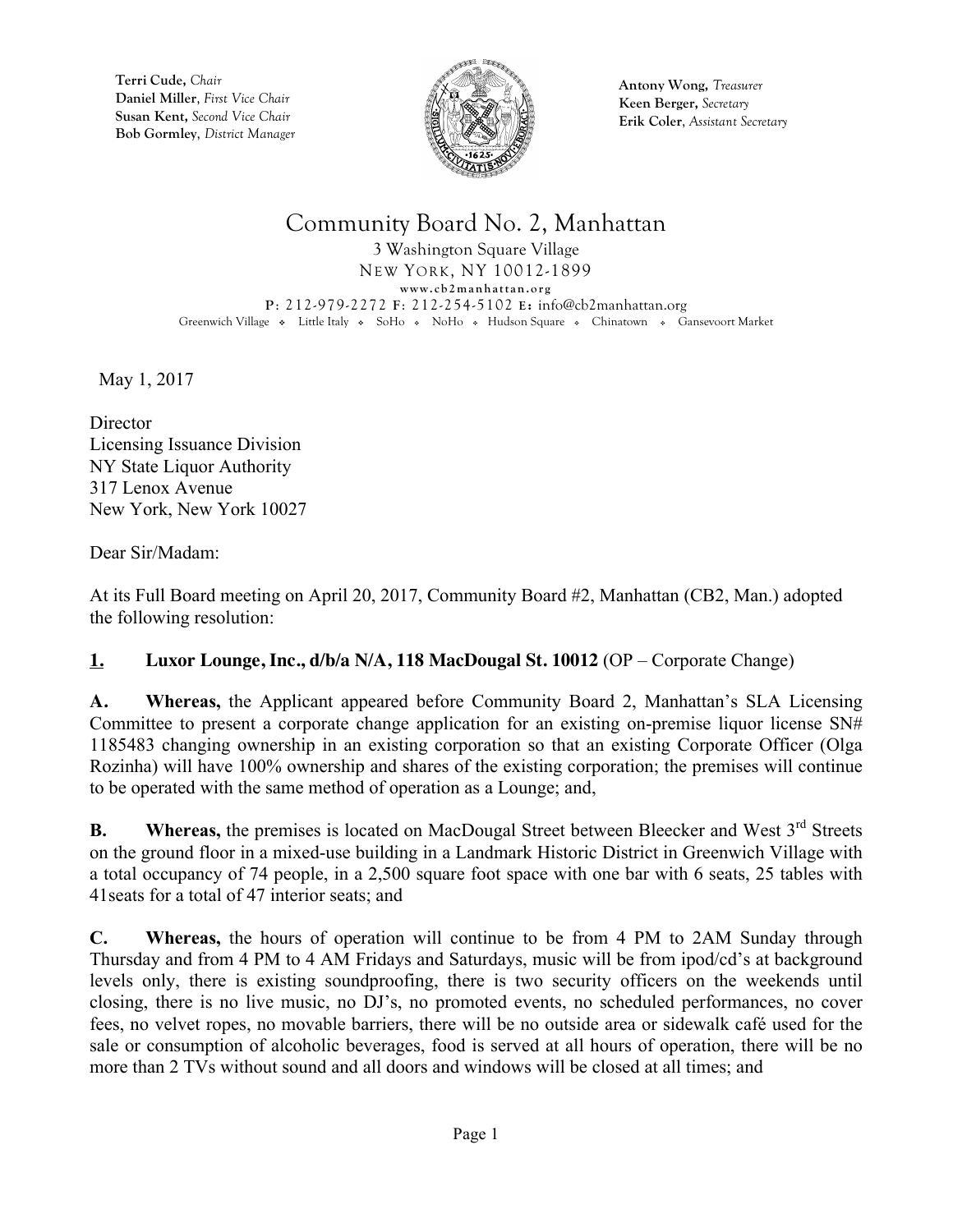Terri Cude, *Chair*
Daniel Miller, *First Vice Chair*
Susan Kent, *Second Vice Chair*
Bob Gormley, *District Manager*

Antony Wong, *Treasurer*
Keen Berger, *Secretary*
Erik Coler, *Assistant Secretary*

# Community Board No. 2, Manhattan

3 Washington Square Village
NEW YORK, NY 10012-1899
www.cb2manhattan.org
P: 212-979-2272 F: 212-254-5102 E: info@cb2manhattan.org
Greenwich Village ❖ Little Italy ❖ SoHo ❖ NoHo ❖ Hudson Square ❖ Chinatown ❖ Gansevoort Market

May 1, 2017

Director
Licensing Issuance Division
NY State Liquor Authority
317 Lenox Avenue
New York, New York 10027

Dear Sir/Madam:

At its Full Board meeting on April 20, 2017, Community Board #2, Manhattan (CB2, Man.) adopted the following resolution:

**1. Luxor Lounge, Inc., d/b/a N/A, 118 MacDougal St. 10012** (OP – Corporate Change)

**A. Whereas,** the Applicant appeared before Community Board 2, Manhattan's SLA Licensing Committee to present a corporate change application for an existing on-premise liquor license SN# 1185483 changing ownership in an existing corporation so that an existing Corporate Officer (Olga Rozinha) will have 100% ownership and shares of the existing corporation; the premises will continue to be operated with the same method of operation as a Lounge; and,

**B. Whereas,** the premises is located on MacDougal Street between Bleecker and West 3rd Streets on the ground floor in a mixed-use building in a Landmark Historic District in Greenwich Village with a total occupancy of 74 people, in a 2,500 square foot space with one bar with 6 seats, 25 tables with 41seats for a total of 47 interior seats; and

**C. Whereas,** the hours of operation will continue to be from 4 PM to 2AM Sunday through Thursday and from 4 PM to 4 AM Fridays and Saturdays, music will be from ipod/cd's at background levels only, there is existing soundproofing, there is two security officers on the weekends until closing, there is no live music, no DJ's, no promoted events, no scheduled performances, no cover fees, no velvet ropes, no movable barriers, there will be no outside area or sidewalk café used for the sale or consumption of alcoholic beverages, food is served at all hours of operation, there will be no more than 2 TVs without sound and all doors and windows will be closed at all times; and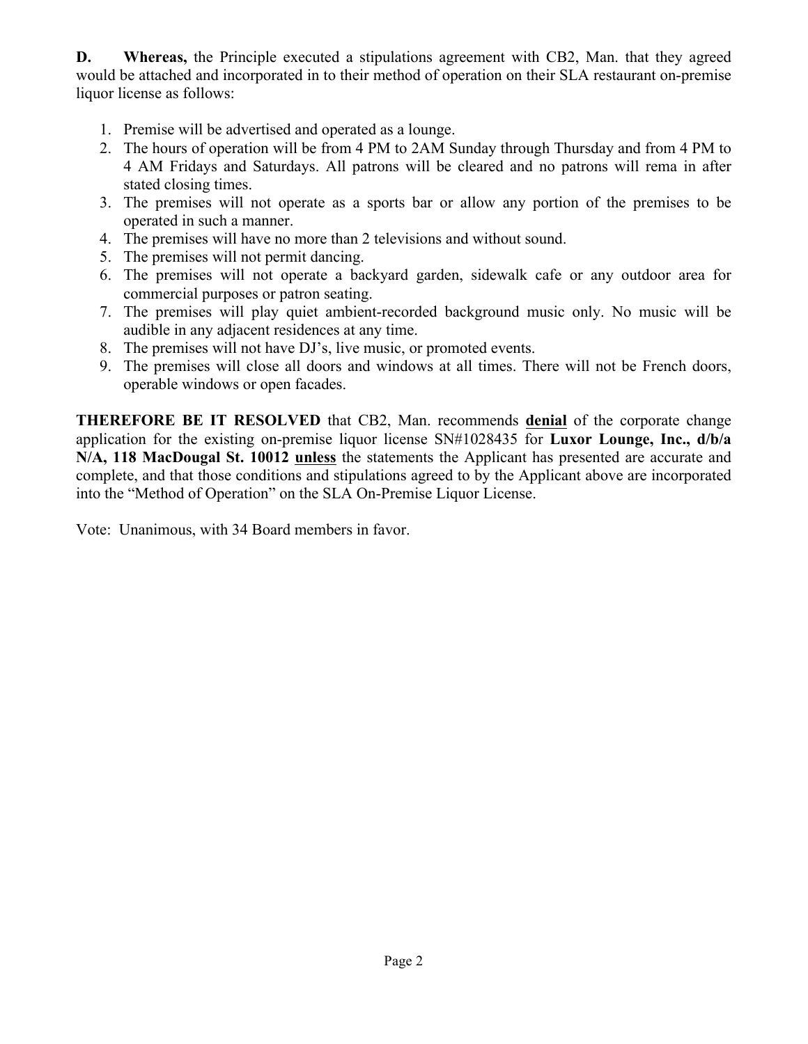**D. Whereas,** the Principle executed a stipulations agreement with CB2, Man. that they agreed would be attached and incorporated in to their method of operation on their SLA restaurant on-premise liquor license as follows:

1. Premise will be advertised and operated as a lounge.
2. The hours of operation will be from 4 PM to 2AM Sunday through Thursday and from 4 PM to 4 AM Fridays and Saturdays. All patrons will be cleared and no patrons will rema in after stated closing times.
3. The premises will not operate as a sports bar or allow any portion of the premises to be operated in such a manner.
4. The premises will have no more than 2 televisions and without sound.
5. The premises will not permit dancing.
6. The premises will not operate a backyard garden, sidewalk cafe or any outdoor area for commercial purposes or patron seating.
7. The premises will play quiet ambient-recorded background music only. No music will be audible in any adjacent residences at any time.
8. The premises will not have DJ's, live music, or promoted events.
9. The premises will close all doors and windows at all times. There will not be French doors, operable windows or open facades.

**THEREFORE BE IT RESOLVED** that CB2, Man. recommends **denial** of the corporate change application for the existing on-premise liquor license SN#1028435 for **Luxor Lounge, Inc., d/b/a N/A, 118 MacDougal St. 10012** **unless** the statements the Applicant has presented are accurate and complete, and that those conditions and stipulations agreed to by the Applicant above are incorporated into the "Method of Operation" on the SLA On-Premise Liquor License.

Vote: Unanimous, with 34 Board members in favor.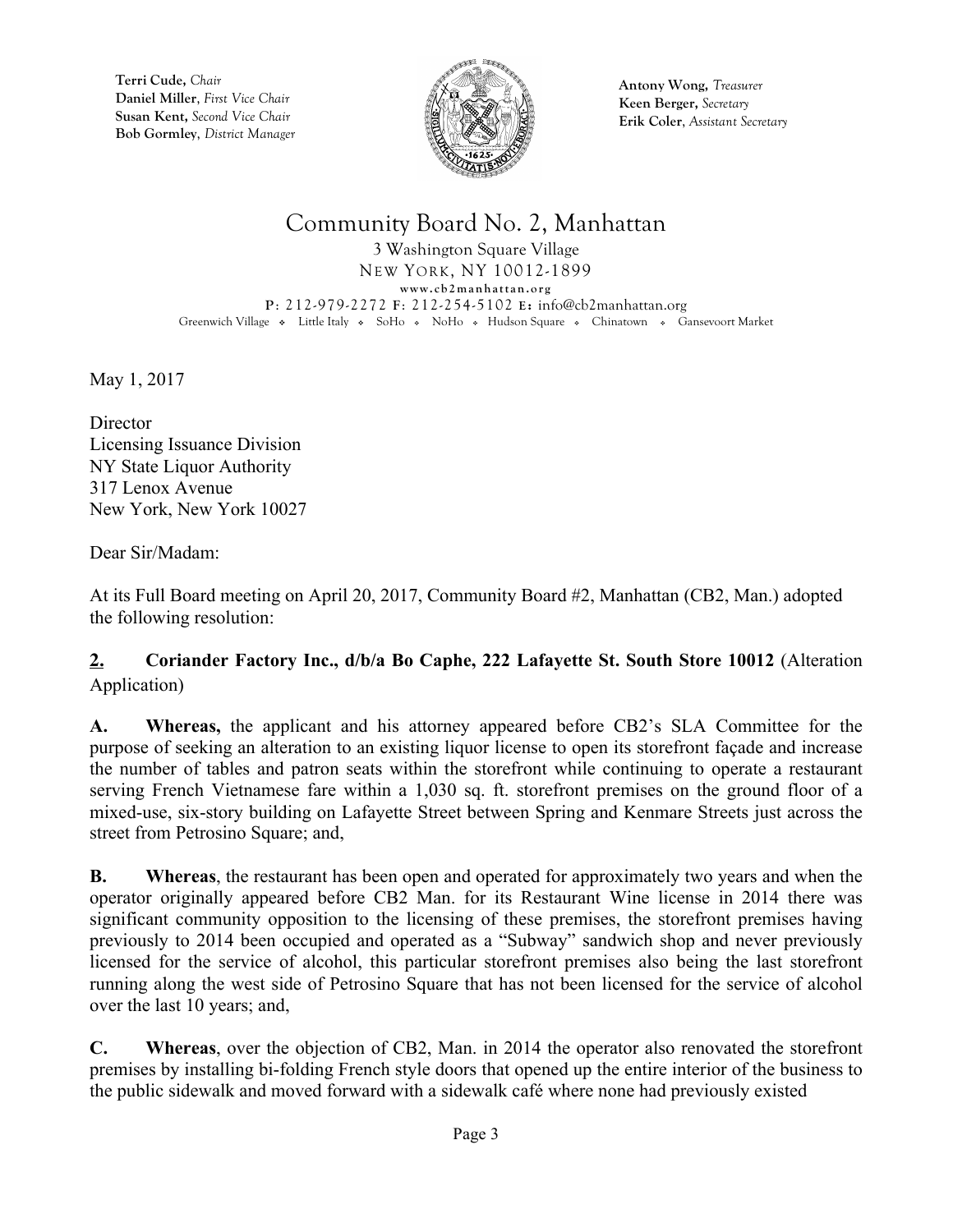**Terri Cude,** *Chair*
**Daniel Miller**, *First Vice Chair*
**Susan Kent,** *Second Vice Chair*
**Bob Gormley**, *District Manager*

**Antony Wong,** *Treasurer*
**Keen Berger,** *Secretary*
**Erik Coler**, *Assistant Secretary*

# Community Board No. 2, Manhattan

3 Washington Square Village
NEW YORK, NY 10012-1899
www.cb2manhattan.org
P: 212-979-2272 F: 212-254-5102 E: info@cb2manhattan.org
Greenwich Village ❖ Little Italy ❖ SoHo ❖ NoHo ❖ Hudson Square ❖ Chinatown ❖ Gansevoort Market

May 1, 2017

Director
Licensing Issuance Division
NY State Liquor Authority
317 Lenox Avenue
New York, New York 10027

Dear Sir/Madam:

At its Full Board meeting on April 20, 2017, Community Board #2, Manhattan (CB2, Man.) adopted the following resolution:

**2. Coriander Factory Inc., d/b/a Bo Caphe, 222 Lafayette St. South Store 10012** (Alteration Application)

**A. Whereas,** the applicant and his attorney appeared before CB2's SLA Committee for the purpose of seeking an alteration to an existing liquor license to open its storefront façade and increase the number of tables and patron seats within the storefront while continuing to operate a restaurant serving French Vietnamese fare within a 1,030 sq. ft. storefront premises on the ground floor of a mixed-use, six-story building on Lafayette Street between Spring and Kenmare Streets just across the street from Petrosino Square; and,

**B. Whereas**, the restaurant has been open and operated for approximately two years and when the operator originally appeared before CB2 Man. for its Restaurant Wine license in 2014 there was significant community opposition to the licensing of these premises, the storefront premises having previously to 2014 been occupied and operated as a "Subway" sandwich shop and never previously licensed for the service of alcohol, this particular storefront premises also being the last storefront running along the west side of Petrosino Square that has not been licensed for the service of alcohol over the last 10 years; and,

**C. Whereas**, over the objection of CB2, Man. in 2014 the operator also renovated the storefront premises by installing bi-folding French style doors that opened up the entire interior of the business to the public sidewalk and moved forward with a sidewalk café where none had previously existed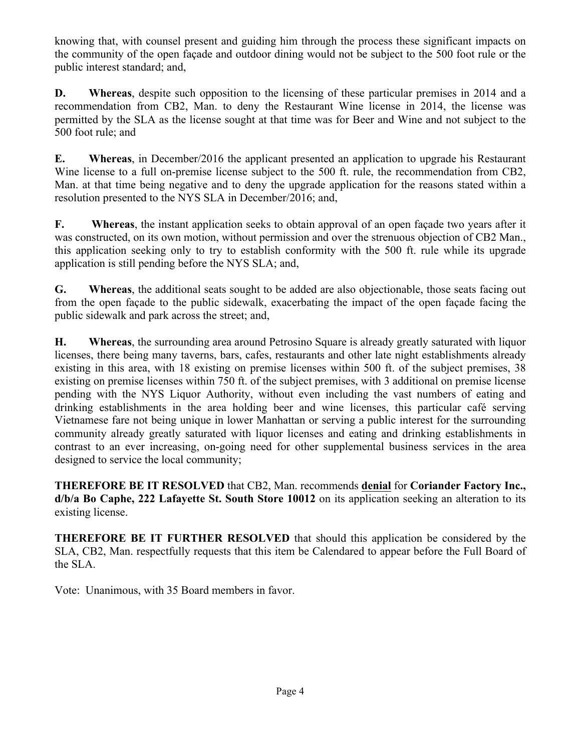knowing that, with counsel present and guiding him through the process these significant impacts on the community of the open façade and outdoor dining would not be subject to the 500 foot rule or the public interest standard; and,

**D. Whereas**, despite such opposition to the licensing of these particular premises in 2014 and a recommendation from CB2, Man. to deny the Restaurant Wine license in 2014, the license was permitted by the SLA as the license sought at that time was for Beer and Wine and not subject to the 500 foot rule; and

**E. Whereas**, in December/2016 the applicant presented an application to upgrade his Restaurant Wine license to a full on-premise license subject to the 500 ft. rule, the recommendation from CB2, Man. at that time being negative and to deny the upgrade application for the reasons stated within a resolution presented to the NYS SLA in December/2016; and,

**F. Whereas**, the instant application seeks to obtain approval of an open façade two years after it was constructed, on its own motion, without permission and over the strenuous objection of CB2 Man., this application seeking only to try to establish conformity with the 500 ft. rule while its upgrade application is still pending before the NYS SLA; and,

**G. Whereas**, the additional seats sought to be added are also objectionable, those seats facing out from the open façade to the public sidewalk, exacerbating the impact of the open façade facing the public sidewalk and park across the street; and,

**H. Whereas**, the surrounding area around Petrosino Square is already greatly saturated with liquor licenses, there being many taverns, bars, cafes, restaurants and other late night establishments already existing in this area, with 18 existing on premise licenses within 500 ft. of the subject premises, 38 existing on premise licenses within 750 ft. of the subject premises, with 3 additional on premise license pending with the NYS Liquor Authority, without even including the vast numbers of eating and drinking establishments in the area holding beer and wine licenses, this particular café serving Vietnamese fare not being unique in lower Manhattan or serving a public interest for the surrounding community already greatly saturated with liquor licenses and eating and drinking establishments in contrast to an ever increasing, on-going need for other supplemental business services in the area designed to service the local community;

**THEREFORE BE IT RESOLVED** that CB2, Man. recommends **denial** for **Coriander Factory Inc., d/b/a Bo Caphe, 222 Lafayette St. South Store 10012** on its application seeking an alteration to its existing license.

**THEREFORE BE IT FURTHER RESOLVED** that should this application be considered by the SLA, CB2, Man. respectfully requests that this item be Calendared to appear before the Full Board of the SLA.

Vote: Unanimous, with 35 Board members in favor.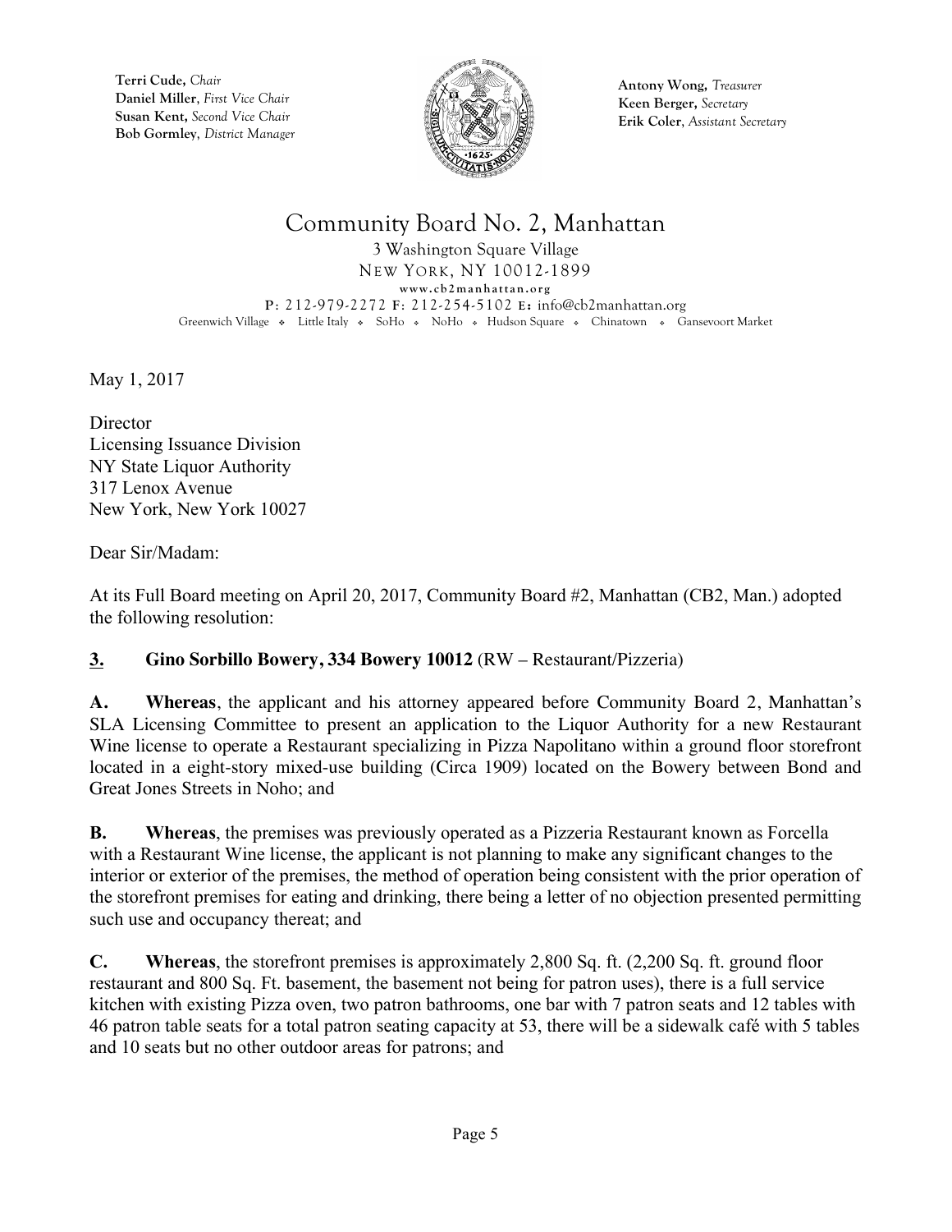Terri Cude, *Chair*
Daniel Miller, *First Vice Chair*
Susan Kent, *Second Vice Chair*
Bob Gormley, *District Manager*

Antony Wong, *Treasurer*
Keen Berger, *Secretary*
Erik Coler, *Assistant Secretary*

# Community Board No. 2, Manhattan

3 Washington Square Village
NEW YORK, NY 10012-1899
www.cb2manhattan.org
P: 212-979-2272 F: 212-254-5102 E: info@cb2manhattan.org
Greenwich Village ❖ Little Italy ❖ SoHo ❖ NoHo ❖ Hudson Square ❖ Chinatown ❖ Gansevoort Market

May 1, 2017

Director
Licensing Issuance Division
NY State Liquor Authority
317 Lenox Avenue
New York, New York 10027

Dear Sir/Madam:

At its Full Board meeting on April 20, 2017, Community Board #2, Manhattan (CB2, Man.) adopted the following resolution:

**3. Gino Sorbillo Bowery, 334 Bowery 10012** (RW – Restaurant/Pizzeria)

**A. Whereas**, the applicant and his attorney appeared before Community Board 2, Manhattan's SLA Licensing Committee to present an application to the Liquor Authority for a new Restaurant Wine license to operate a Restaurant specializing in Pizza Napolitano within a ground floor storefront located in a eight-story mixed-use building (Circa 1909) located on the Bowery between Bond and Great Jones Streets in Noho; and

**B. Whereas**, the premises was previously operated as a Pizzeria Restaurant known as Forcella with a Restaurant Wine license, the applicant is not planning to make any significant changes to the interior or exterior of the premises, the method of operation being consistent with the prior operation of the storefront premises for eating and drinking, there being a letter of no objection presented permitting such use and occupancy thereat; and

**C. Whereas**, the storefront premises is approximately 2,800 Sq. ft. (2,200 Sq. ft. ground floor restaurant and 800 Sq. Ft. basement, the basement not being for patron uses), there is a full service kitchen with existing Pizza oven, two patron bathrooms, one bar with 7 patron seats and 12 tables with 46 patron table seats for a total patron seating capacity at 53, there will be a sidewalk café with 5 tables and 10 seats but no other outdoor areas for patrons; and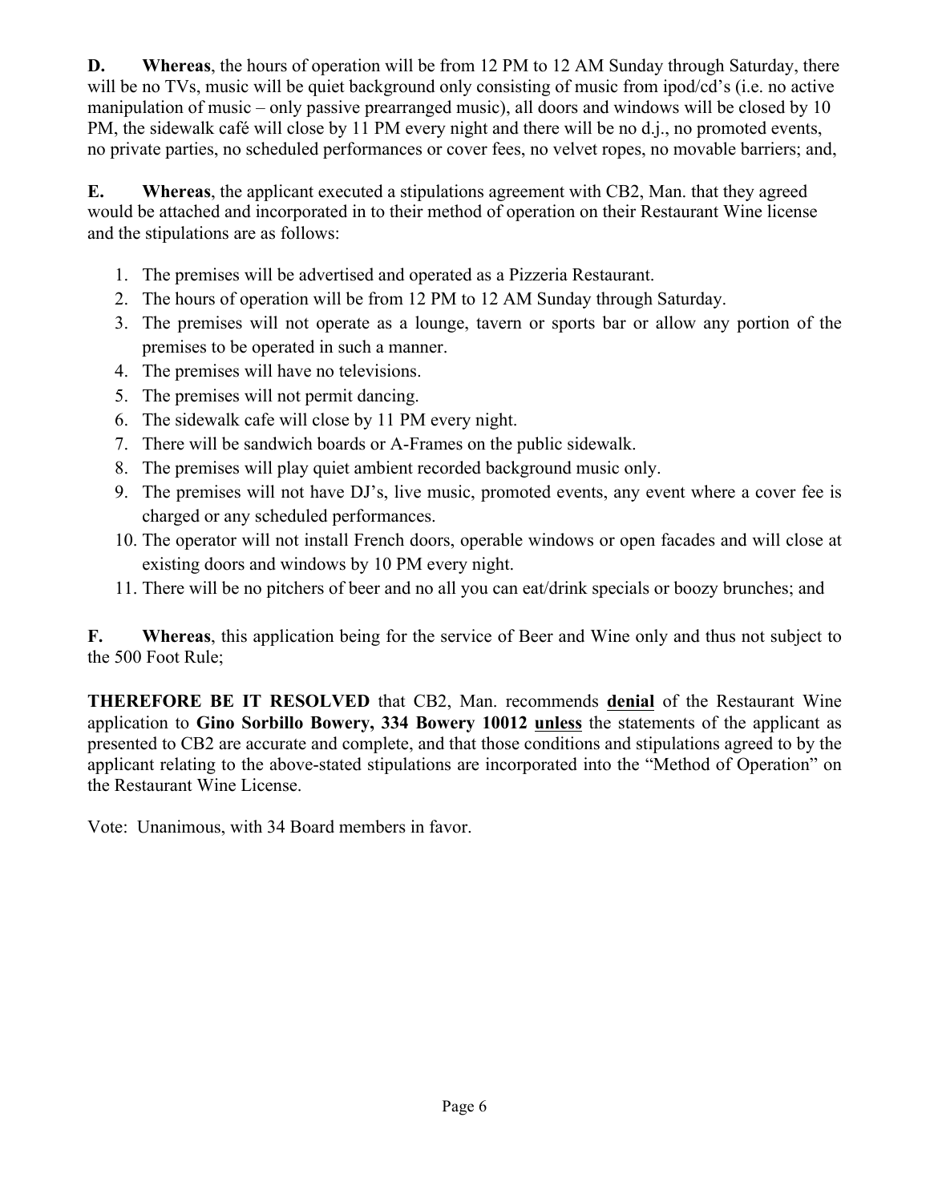**D. Whereas**, the hours of operation will be from 12 PM to 12 AM Sunday through Saturday, there will be no TVs, music will be quiet background only consisting of music from ipod/cd's (i.e. no active manipulation of music – only passive prearranged music), all doors and windows will be closed by 10 PM, the sidewalk café will close by 11 PM every night and there will be no d.j., no promoted events, no private parties, no scheduled performances or cover fees, no velvet ropes, no movable barriers; and,

**E. Whereas**, the applicant executed a stipulations agreement with CB2, Man. that they agreed would be attached and incorporated in to their method of operation on their Restaurant Wine license and the stipulations are as follows:

1. The premises will be advertised and operated as a Pizzeria Restaurant.
2. The hours of operation will be from 12 PM to 12 AM Sunday through Saturday.
3. The premises will not operate as a lounge, tavern or sports bar or allow any portion of the premises to be operated in such a manner.
4. The premises will have no televisions.
5. The premises will not permit dancing.
6. The sidewalk cafe will close by 11 PM every night.
7. There will be sandwich boards or A-Frames on the public sidewalk.
8. The premises will play quiet ambient recorded background music only.
9. The premises will not have DJ's, live music, promoted events, any event where a cover fee is charged or any scheduled performances.
10. The operator will not install French doors, operable windows or open facades and will close at existing doors and windows by 10 PM every night.
11. There will be no pitchers of beer and no all you can eat/drink specials or boozy brunches; and

**F. Whereas**, this application being for the service of Beer and Wine only and thus not subject to the 500 Foot Rule;

**THEREFORE BE IT RESOLVED** that CB2, Man. recommends **denial** of the Restaurant Wine application to **Gino Sorbillo Bowery, 334 Bowery 10012** **unless** the statements of the applicant as presented to CB2 are accurate and complete, and that those conditions and stipulations agreed to by the applicant relating to the above-stated stipulations are incorporated into the "Method of Operation" on the Restaurant Wine License.

Vote: Unanimous, with 34 Board members in favor.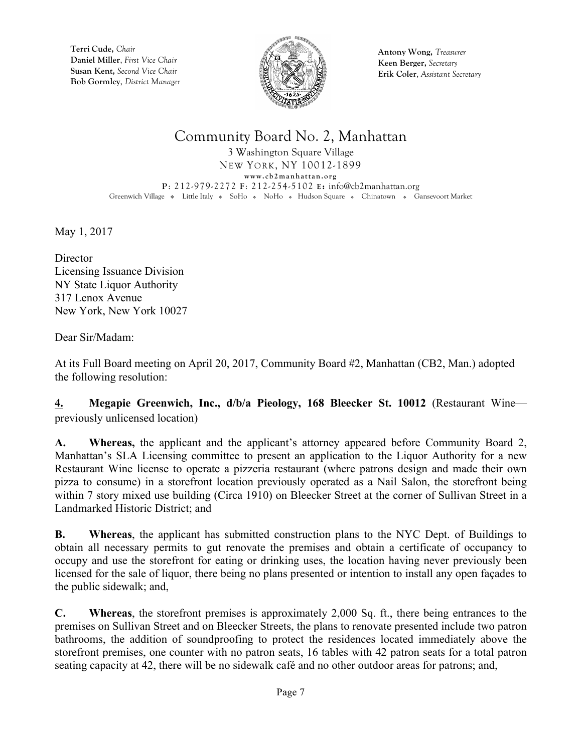**Terri Cude,** *Chair*
**Daniel Miller**, *First Vice Chair*
**Susan Kent,** *Second Vice Chair*
**Bob Gormley**, *District Manager*

**Antony Wong,** *Treasurer*
**Keen Berger,** *Secretary*
**Erik Coler**, *Assistant Secretary*

# Community Board No. 2, Manhattan

3 Washington Square Village
NEW YORK, NY 10012-1899
www.cb2manhattan.org
P: 212-979-2272 F: 212-254-5102 E: info@cb2manhattan.org
Greenwich Village ❖ Little Italy ❖ SoHo ❖ NoHo ❖ Hudson Square ❖ Chinatown ❖ Gansevoort Market

May 1, 2017

Director
Licensing Issuance Division
NY State Liquor Authority
317 Lenox Avenue
New York, New York 10027

Dear Sir/Madam:

At its Full Board meeting on April 20, 2017, Community Board #2, Manhattan (CB2, Man.) adopted the following resolution:

**4. Megapie Greenwich, Inc., d/b/a Pieology, 168 Bleecker St. 10012** (Restaurant Wine—previously unlicensed location)

**A. Whereas,** the applicant and the applicant's attorney appeared before Community Board 2, Manhattan's SLA Licensing committee to present an application to the Liquor Authority for a new Restaurant Wine license to operate a pizzeria restaurant (where patrons design and made their own pizza to consume) in a storefront location previously operated as a Nail Salon, the storefront being within 7 story mixed use building (Circa 1910) on Bleecker Street at the corner of Sullivan Street in a Landmarked Historic District; and

**B. Whereas**, the applicant has submitted construction plans to the NYC Dept. of Buildings to obtain all necessary permits to gut renovate the premises and obtain a certificate of occupancy to occupy and use the storefront for eating or drinking uses, the location having never previously been licensed for the sale of liquor, there being no plans presented or intention to install any open façades to the public sidewalk; and,

**C. Whereas**, the storefront premises is approximately 2,000 Sq. ft., there being entrances to the premises on Sullivan Street and on Bleecker Streets, the plans to renovate presented include two patron bathrooms, the addition of soundproofing to protect the residences located immediately above the storefront premises, one counter with no patron seats, 16 tables with 42 patron seats for a total patron seating capacity at 42, there will be no sidewalk café and no other outdoor areas for patrons; and,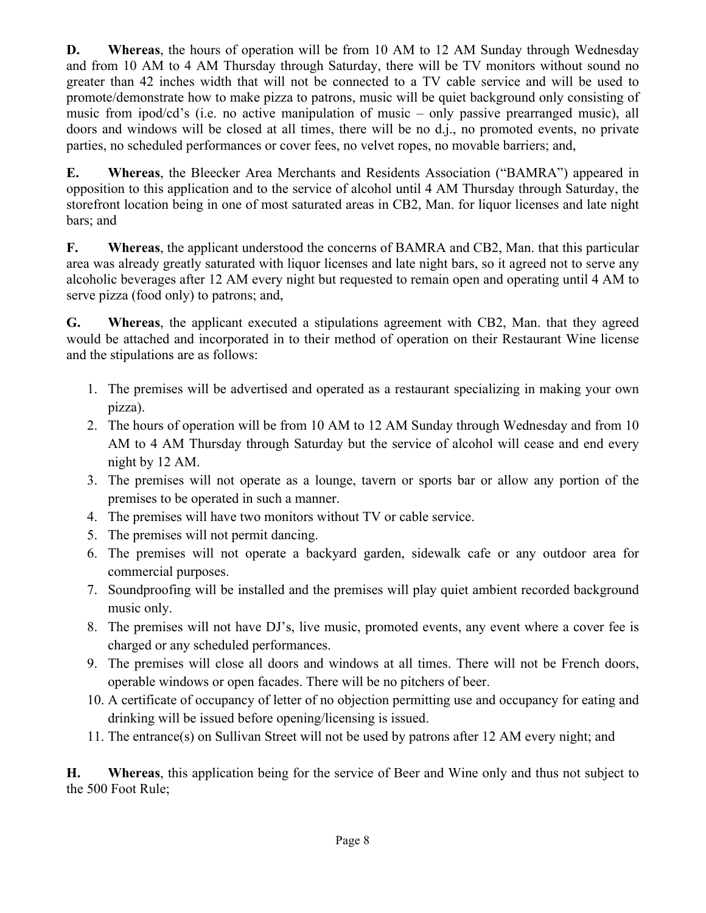**D. Whereas**, the hours of operation will be from 10 AM to 12 AM Sunday through Wednesday and from 10 AM to 4 AM Thursday through Saturday, there will be TV monitors without sound no greater than 42 inches width that will not be connected to a TV cable service and will be used to promote/demonstrate how to make pizza to patrons, music will be quiet background only consisting of music from ipod/cd's (i.e. no active manipulation of music – only passive prearranged music), all doors and windows will be closed at all times, there will be no d.j., no promoted events, no private parties, no scheduled performances or cover fees, no velvet ropes, no movable barriers; and,

**E. Whereas**, the Bleecker Area Merchants and Residents Association ("BAMRA") appeared in opposition to this application and to the service of alcohol until 4 AM Thursday through Saturday, the storefront location being in one of most saturated areas in CB2, Man. for liquor licenses and late night bars; and

**F. Whereas**, the applicant understood the concerns of BAMRA and CB2, Man. that this particular area was already greatly saturated with liquor licenses and late night bars, so it agreed not to serve any alcoholic beverages after 12 AM every night but requested to remain open and operating until 4 AM to serve pizza (food only) to patrons; and,

**G. Whereas**, the applicant executed a stipulations agreement with CB2, Man. that they agreed would be attached and incorporated in to their method of operation on their Restaurant Wine license and the stipulations are as follows:

1. The premises will be advertised and operated as a restaurant specializing in making your own pizza).
2. The hours of operation will be from 10 AM to 12 AM Sunday through Wednesday and from 10 AM to 4 AM Thursday through Saturday but the service of alcohol will cease and end every night by 12 AM.
3. The premises will not operate as a lounge, tavern or sports bar or allow any portion of the premises to be operated in such a manner.
4. The premises will have two monitors without TV or cable service.
5. The premises will not permit dancing.
6. The premises will not operate a backyard garden, sidewalk cafe or any outdoor area for commercial purposes.
7. Soundproofing will be installed and the premises will play quiet ambient recorded background music only.
8. The premises will not have DJ's, live music, promoted events, any event where a cover fee is charged or any scheduled performances.
9. The premises will close all doors and windows at all times. There will not be French doors, operable windows or open facades. There will be no pitchers of beer.
10. A certificate of occupancy of letter of no objection permitting use and occupancy for eating and drinking will be issued before opening/licensing is issued.
11. The entrance(s) on Sullivan Street will not be used by patrons after 12 AM every night; and

**H. Whereas**, this application being for the service of Beer and Wine only and thus not subject to the 500 Foot Rule;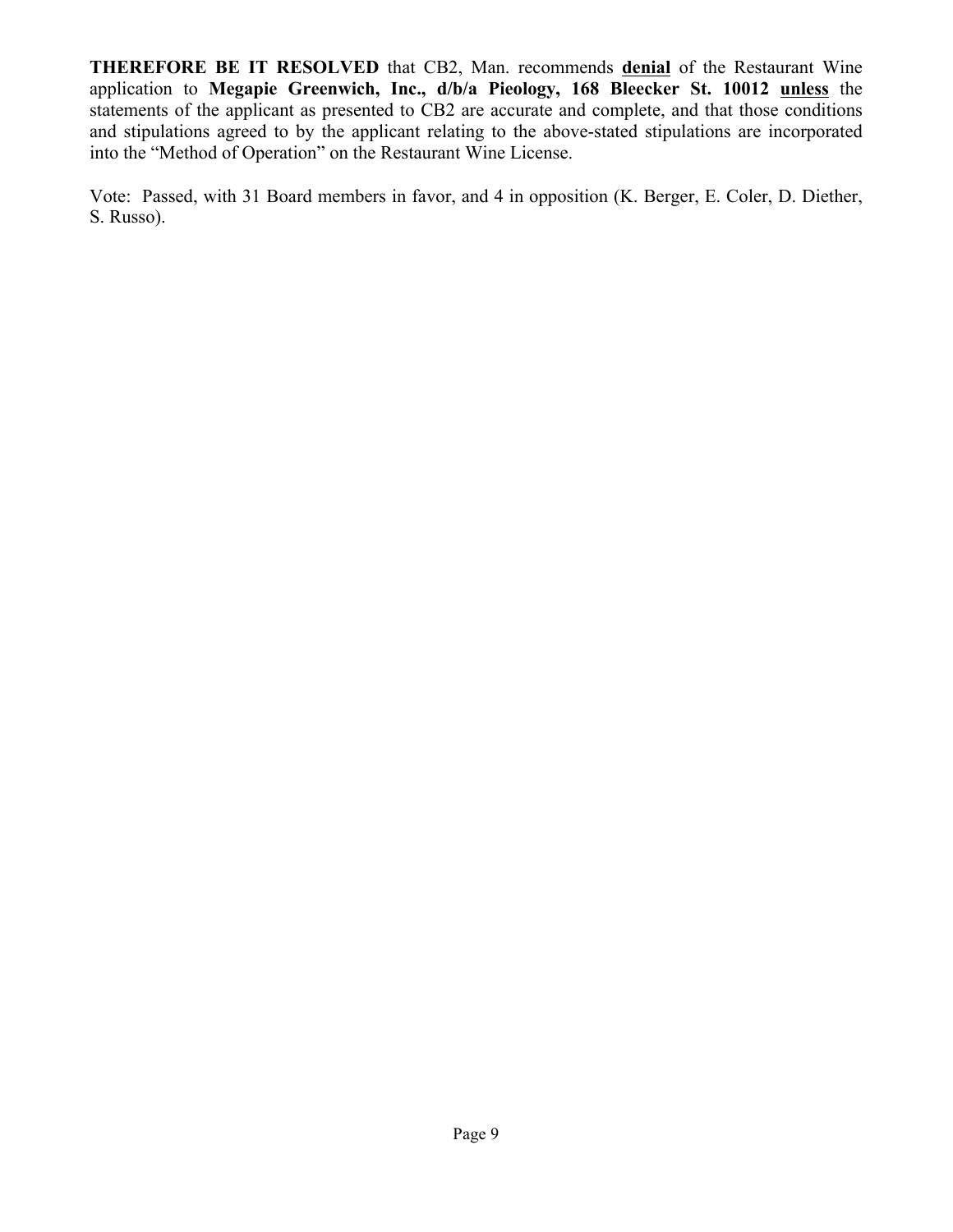**THEREFORE BE IT RESOLVED** that CB2, Man. recommends **denial** of the Restaurant Wine application to **Megapie Greenwich, Inc., d/b/a Pieology, 168 Bleecker St. 10012 unless** the statements of the applicant as presented to CB2 are accurate and complete, and that those conditions and stipulations agreed to by the applicant relating to the above-stated stipulations are incorporated into the "Method of Operation" on the Restaurant Wine License.

Vote: Passed, with 31 Board members in favor, and 4 in opposition (K. Berger, E. Coler, D. Diether, S. Russo).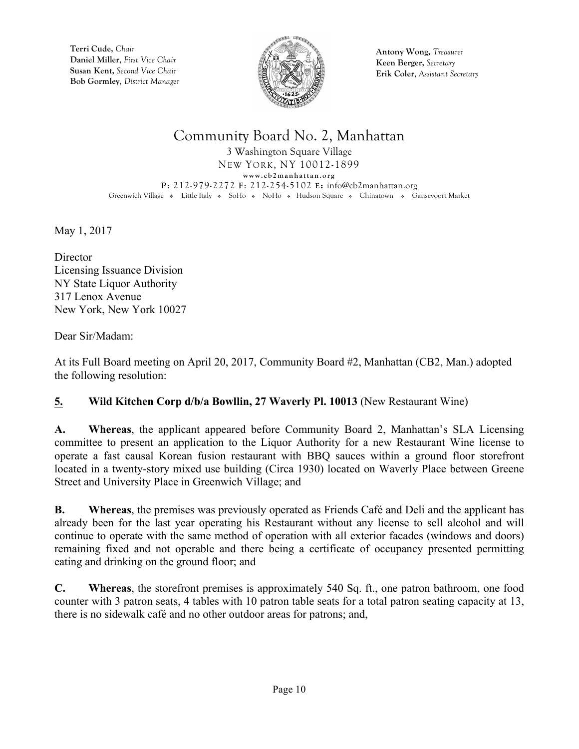Terri Cude, *Chair*
Daniel Miller, *First Vice Chair*
Susan Kent, *Second Vice Chair*
Bob Gormley, *District Manager*

Antony Wong, *Treasurer*
Keen Berger, *Secretary*
Erik Coler, *Assistant Secretary*

# Community Board No. 2, Manhattan

3 Washington Square Village
NEW YORK, NY 10012-1899
www.cb2manhattan.org
P: 212-979-2272 F: 212-254-5102 E: info@cb2manhattan.org
Greenwich Village ❖ Little Italy ❖ SoHo ❖ NoHo ❖ Hudson Square ❖ Chinatown ❖ Gansevoort Market

May 1, 2017

Director
Licensing Issuance Division
NY State Liquor Authority
317 Lenox Avenue
New York, New York 10027

Dear Sir/Madam:

At its Full Board meeting on April 20, 2017, Community Board #2, Manhattan (CB2, Man.) adopted the following resolution:

**5. Wild Kitchen Corp d/b/a Bowllin, 27 Waverly Pl. 10013** (New Restaurant Wine)

**A. Whereas**, the applicant appeared before Community Board 2, Manhattan's SLA Licensing committee to present an application to the Liquor Authority for a new Restaurant Wine license to operate a fast causal Korean fusion restaurant with BBQ sauces within a ground floor storefront located in a twenty-story mixed use building (Circa 1930) located on Waverly Place between Greene Street and University Place in Greenwich Village; and

**B. Whereas**, the premises was previously operated as Friends Café and Deli and the applicant has already been for the last year operating his Restaurant without any license to sell alcohol and will continue to operate with the same method of operation with all exterior facades (windows and doors) remaining fixed and not operable and there being a certificate of occupancy presented permitting eating and drinking on the ground floor; and

**C. Whereas**, the storefront premises is approximately 540 Sq. ft., one patron bathroom, one food counter with 3 patron seats, 4 tables with 10 patron table seats for a total patron seating capacity at 13, there is no sidewalk café and no other outdoor areas for patrons; and,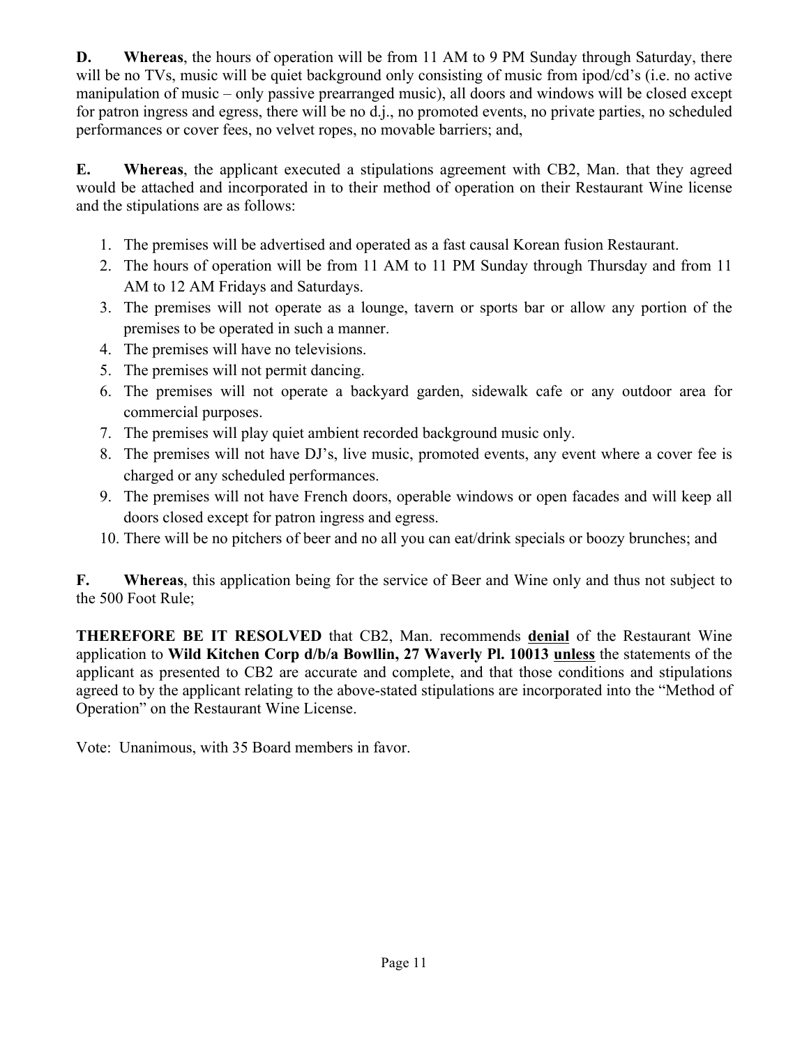**D.** **Whereas**, the hours of operation will be from 11 AM to 9 PM Sunday through Saturday, there will be no TVs, music will be quiet background only consisting of music from ipod/cd's (i.e. no active manipulation of music – only passive prearranged music), all doors and windows will be closed except for patron ingress and egress, there will be no d.j., no promoted events, no private parties, no scheduled performances or cover fees, no velvet ropes, no movable barriers; and,

**E.** **Whereas**, the applicant executed a stipulations agreement with CB2, Man. that they agreed would be attached and incorporated in to their method of operation on their Restaurant Wine license and the stipulations are as follows:

1. The premises will be advertised and operated as a fast causal Korean fusion Restaurant.
2. The hours of operation will be from 11 AM to 11 PM Sunday through Thursday and from 11 AM to 12 AM Fridays and Saturdays.
3. The premises will not operate as a lounge, tavern or sports bar or allow any portion of the premises to be operated in such a manner.
4. The premises will have no televisions.
5. The premises will not permit dancing.
6. The premises will not operate a backyard garden, sidewalk cafe or any outdoor area for commercial purposes.
7. The premises will play quiet ambient recorded background music only.
8. The premises will not have DJ's, live music, promoted events, any event where a cover fee is charged or any scheduled performances.
9. The premises will not have French doors, operable windows or open facades and will keep all doors closed except for patron ingress and egress.
10. There will be no pitchers of beer and no all you can eat/drink specials or boozy brunches; and

**F.** **Whereas**, this application being for the service of Beer and Wine only and thus not subject to the 500 Foot Rule;

**THEREFORE BE IT RESOLVED** that CB2, Man. recommends <u>**denial**</u> of the Restaurant Wine application to **Wild Kitchen Corp d/b/a Bowllin, 27 Waverly Pl. 10013** <u>**unless**</u> the statements of the applicant as presented to CB2 are accurate and complete, and that those conditions and stipulations agreed to by the applicant relating to the above-stated stipulations are incorporated into the "Method of Operation" on the Restaurant Wine License.

Vote: Unanimous, with 35 Board members in favor.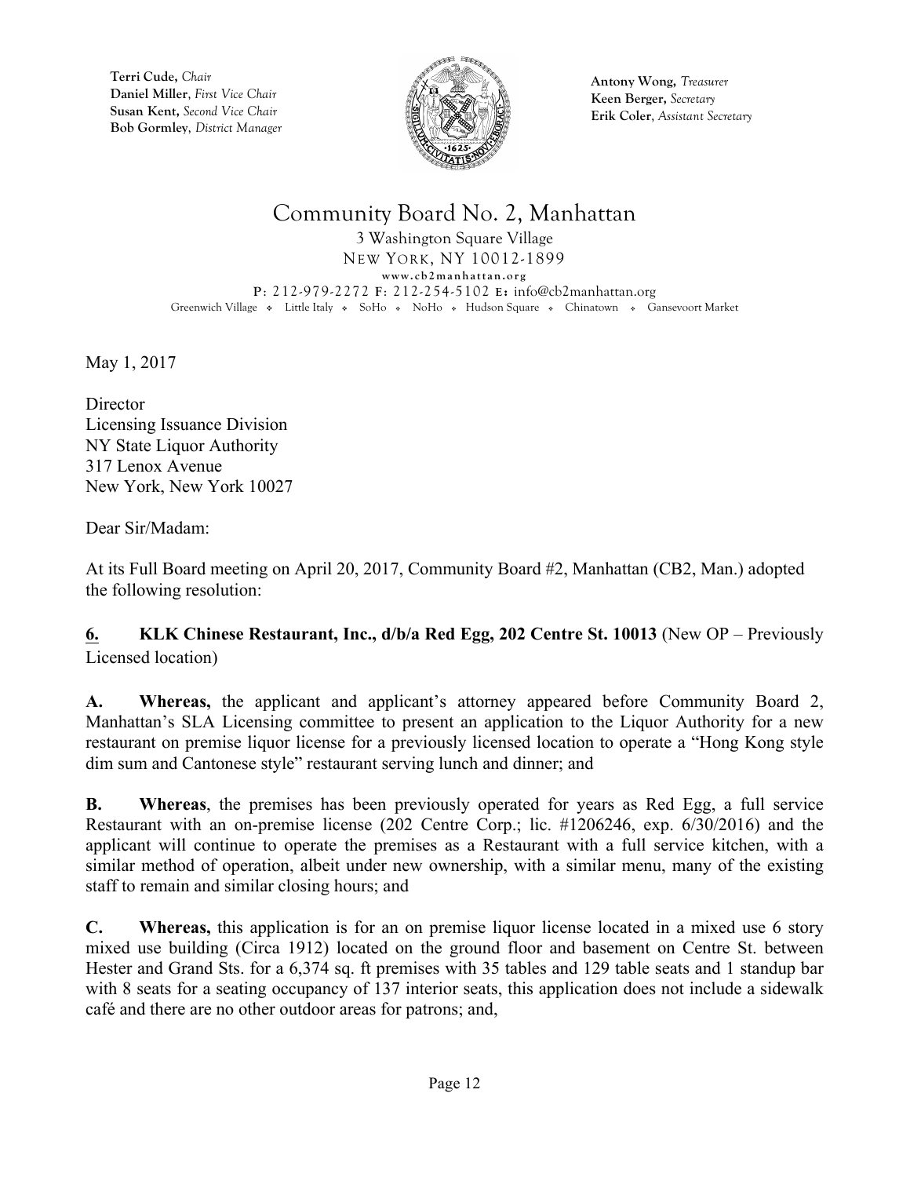Terri Cude, *Chair*
Daniel Miller, *First Vice Chair*
Susan Kent, *Second Vice Chair*
Bob Gormley, *District Manager*

Antony Wong, *Treasurer*
Keen Berger, *Secretary*
Erik Coler, *Assistant Secretary*

# Community Board No. 2, Manhattan

3 Washington Square Village
NEW YORK, NY 10012-1899
www.cb2manhattan.org
P: 212-979-2272 F: 212-254-5102 E: info@cb2manhattan.org
Greenwich Village ❖ Little Italy ❖ SoHo ❖ NoHo ❖ Hudson Square ❖ Chinatown ❖ Gansevoort Market

May 1, 2017

Director
Licensing Issuance Division
NY State Liquor Authority
317 Lenox Avenue
New York, New York 10027

Dear Sir/Madam:

At its Full Board meeting on April 20, 2017, Community Board #2, Manhattan (CB2, Man.) adopted the following resolution:

**6. KLK Chinese Restaurant, Inc., d/b/a Red Egg, 202 Centre St. 10013** (New OP – Previously Licensed location)

**A. Whereas,** the applicant and applicant's attorney appeared before Community Board 2, Manhattan's SLA Licensing committee to present an application to the Liquor Authority for a new restaurant on premise liquor license for a previously licensed location to operate a "Hong Kong style dim sum and Cantonese style" restaurant serving lunch and dinner; and

**B. Whereas**, the premises has been previously operated for years as Red Egg, a full service Restaurant with an on-premise license (202 Centre Corp.; lic. #1206246, exp. 6/30/2016) and the applicant will continue to operate the premises as a Restaurant with a full service kitchen, with a similar method of operation, albeit under new ownership, with a similar menu, many of the existing staff to remain and similar closing hours; and

**C. Whereas,** this application is for an on premise liquor license located in a mixed use 6 story mixed use building (Circa 1912) located on the ground floor and basement on Centre St. between Hester and Grand Sts. for a 6,374 sq. ft premises with 35 tables and 129 table seats and 1 standup bar with 8 seats for a seating occupancy of 137 interior seats, this application does not include a sidewalk café and there are no other outdoor areas for patrons; and,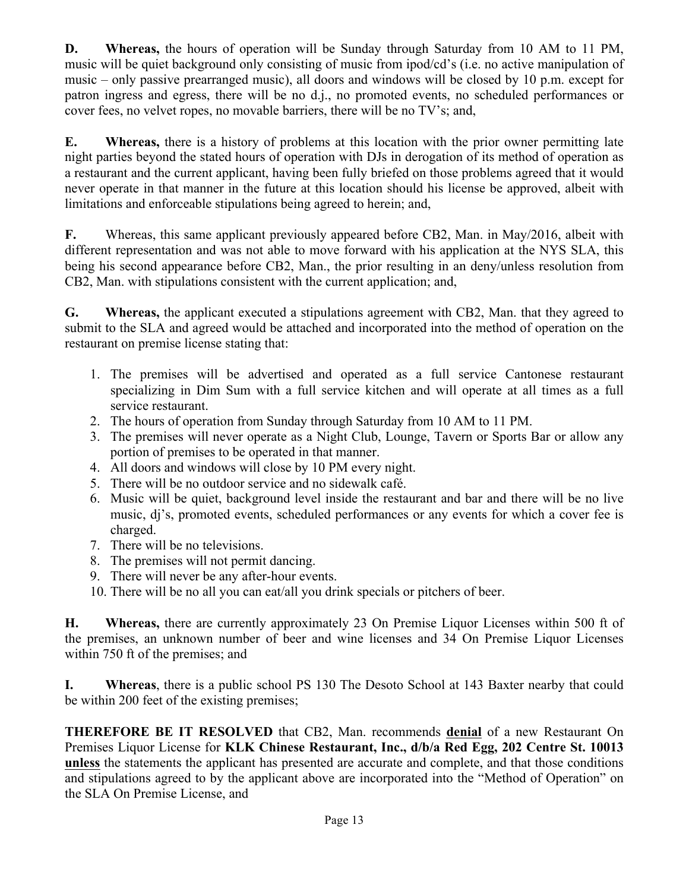**D. Whereas,** the hours of operation will be Sunday through Saturday from 10 AM to 11 PM, music will be quiet background only consisting of music from ipod/cd's (i.e. no active manipulation of music – only passive prearranged music), all doors and windows will be closed by 10 p.m. except for patron ingress and egress, there will be no d.j., no promoted events, no scheduled performances or cover fees, no velvet ropes, no movable barriers, there will be no TV's; and,

**E. Whereas,** there is a history of problems at this location with the prior owner permitting late night parties beyond the stated hours of operation with DJs in derogation of its method of operation as a restaurant and the current applicant, having been fully briefed on those problems agreed that it would never operate in that manner in the future at this location should his license be approved, albeit with limitations and enforceable stipulations being agreed to herein; and,

**F.** Whereas, this same applicant previously appeared before CB2, Man. in May/2016, albeit with different representation and was not able to move forward with his application at the NYS SLA, this being his second appearance before CB2, Man., the prior resulting in an deny/unless resolution from CB2, Man. with stipulations consistent with the current application; and,

**G. Whereas,** the applicant executed a stipulations agreement with CB2, Man. that they agreed to submit to the SLA and agreed would be attached and incorporated into the method of operation on the restaurant on premise license stating that:

1. The premises will be advertised and operated as a full service Cantonese restaurant specializing in Dim Sum with a full service kitchen and will operate at all times as a full service restaurant.
2. The hours of operation from Sunday through Saturday from 10 AM to 11 PM.
3. The premises will never operate as a Night Club, Lounge, Tavern or Sports Bar or allow any portion of premises to be operated in that manner.
4. All doors and windows will close by 10 PM every night.
5. There will be no outdoor service and no sidewalk café.
6. Music will be quiet, background level inside the restaurant and bar and there will be no live music, dj's, promoted events, scheduled performances or any events for which a cover fee is charged.
7. There will be no televisions.
8. The premises will not permit dancing.
9. There will never be any after-hour events.
10. There will be no all you can eat/all you drink specials or pitchers of beer.

**H. Whereas,** there are currently approximately 23 On Premise Liquor Licenses within 500 ft of the premises, an unknown number of beer and wine licenses and 34 On Premise Liquor Licenses within 750 ft of the premises; and

**I. Whereas**, there is a public school PS 130 The Desoto School at 143 Baxter nearby that could be within 200 feet of the existing premises;

**THEREFORE BE IT RESOLVED** that CB2, Man. recommends **denial** of a new Restaurant On Premises Liquor License for **KLK Chinese Restaurant, Inc., d/b/a Red Egg, 202 Centre St. 10013 unless** the statements the applicant has presented are accurate and complete, and that those conditions and stipulations agreed to by the applicant above are incorporated into the "Method of Operation" on the SLA On Premise License, and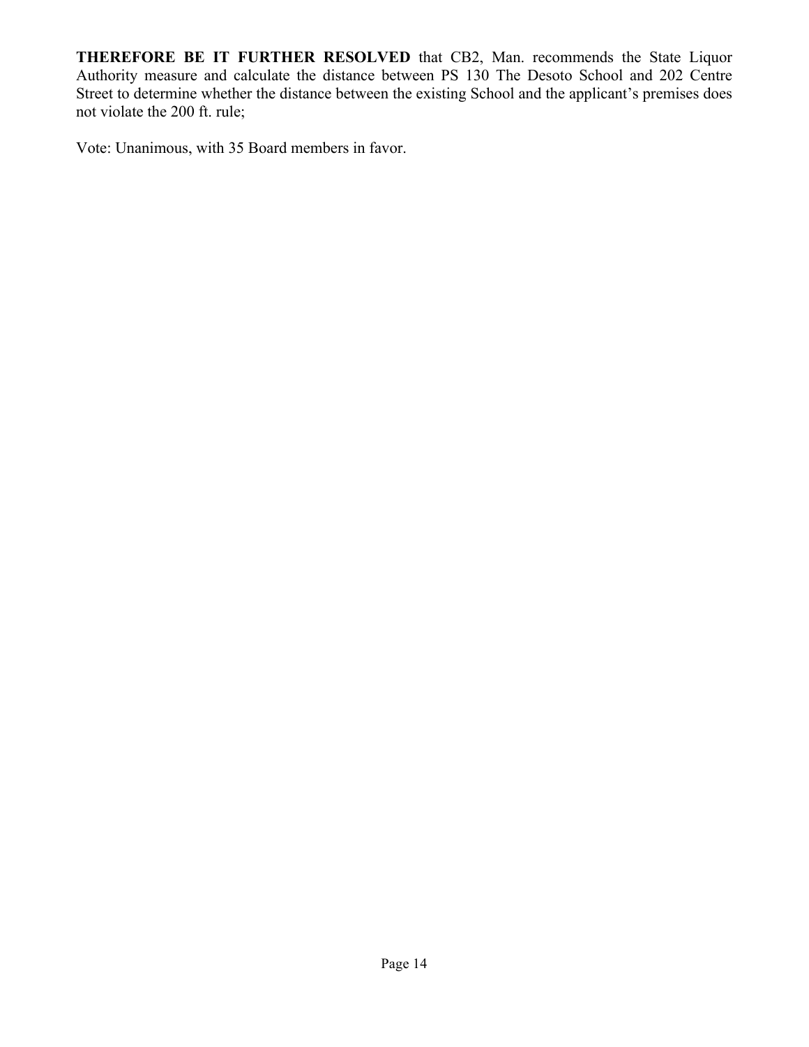**THEREFORE BE IT FURTHER RESOLVED** that CB2, Man. recommends the State Liquor Authority measure and calculate the distance between PS 130 The Desoto School and 202 Centre Street to determine whether the distance between the existing School and the applicant's premises does not violate the 200 ft. rule;

Vote: Unanimous, with 35 Board members in favor.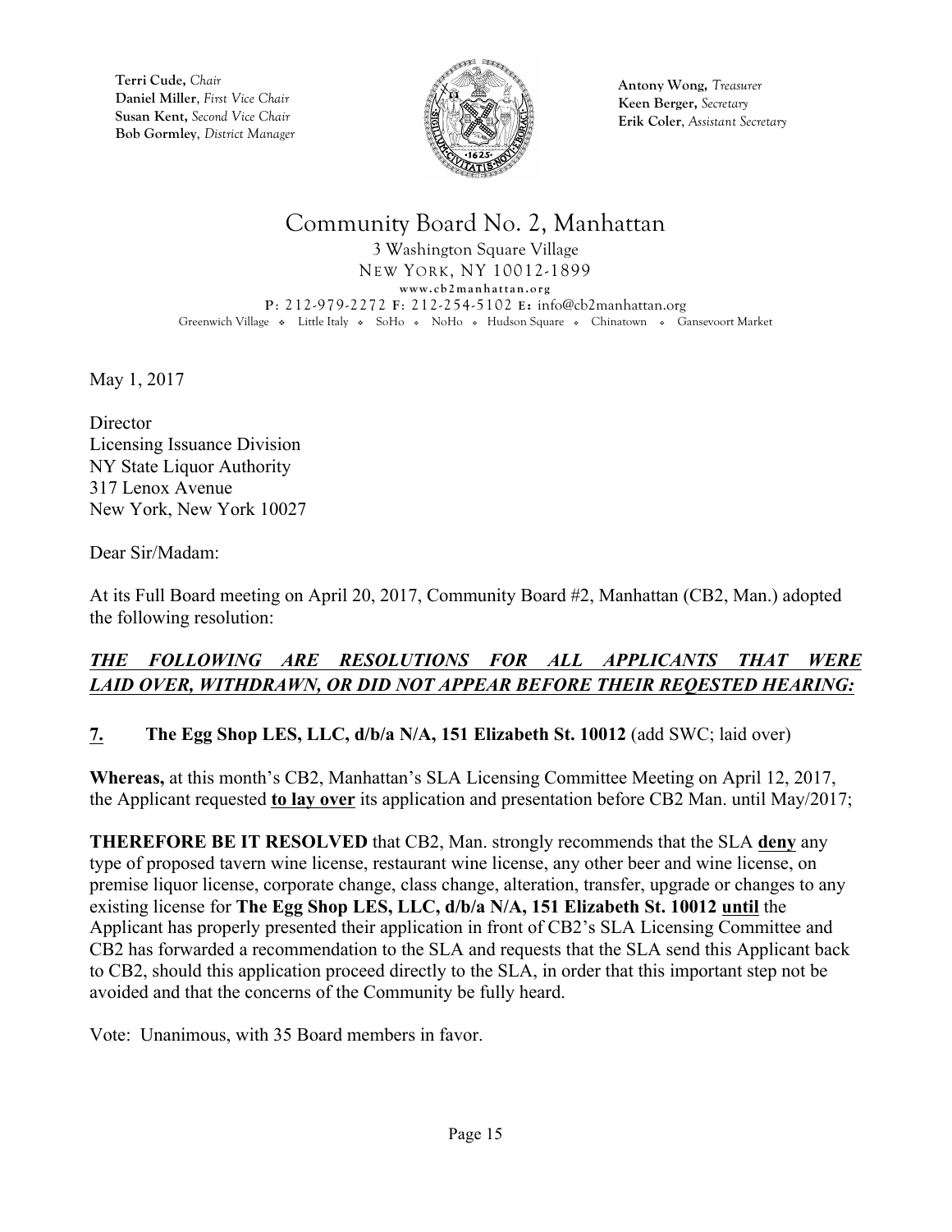**Terri Cude,** *Chair*
**Daniel Miller**, *First Vice Chair*
**Susan Kent,** *Second Vice Chair*
**Bob Gormley**, *District Manager*

**Antony Wong,** *Treasurer*
**Keen Berger,** *Secretary*
**Erik Coler**, *Assistant Secretary*

# Community Board No. 2, Manhattan

3 Washington Square Village
NEW YORK, NY 10012-1899
www.cb2manhattan.org
P: 212-979-2272 F: 212-254-5102 E: info@cb2manhattan.org
Greenwich Village ❖ Little Italy ❖ SoHo ❖ NoHo ❖ Hudson Square ❖ Chinatown ❖ Gansevoort Market

May 1, 2017

Director
Licensing Issuance Division
NY State Liquor Authority
317 Lenox Avenue
New York, New York 10027

Dear Sir/Madam:

At its Full Board meeting on April 20, 2017, Community Board #2, Manhattan (CB2, Man.) adopted the following resolution:

***THE FOLLOWING ARE RESOLUTIONS FOR ALL APPLICANTS THAT WERE LAID OVER, WITHDRAWN, OR DID NOT APPEAR BEFORE THEIR REQESTED HEARING:***

**7. The Egg Shop LES, LLC, d/b/a N/A, 151 Elizabeth St. 10012** (add SWC; laid over)

**Whereas,** at this month's CB2, Manhattan's SLA Licensing Committee Meeting on April 12, 2017, the Applicant requested **to lay over** its application and presentation before CB2 Man. until May/2017;

**THEREFORE BE IT RESOLVED** that CB2, Man. strongly recommends that the SLA **deny** any type of proposed tavern wine license, restaurant wine license, any other beer and wine license, on premise liquor license, corporate change, class change, alteration, transfer, upgrade or changes to any existing license for **The Egg Shop LES, LLC, d/b/a N/A, 151 Elizabeth St. 10012 until** the Applicant has properly presented their application in front of CB2's SLA Licensing Committee and CB2 has forwarded a recommendation to the SLA and requests that the SLA send this Applicant back to CB2, should this application proceed directly to the SLA, in order that this important step not be avoided and that the concerns of the Community be fully heard.

Vote: Unanimous, with 35 Board members in favor.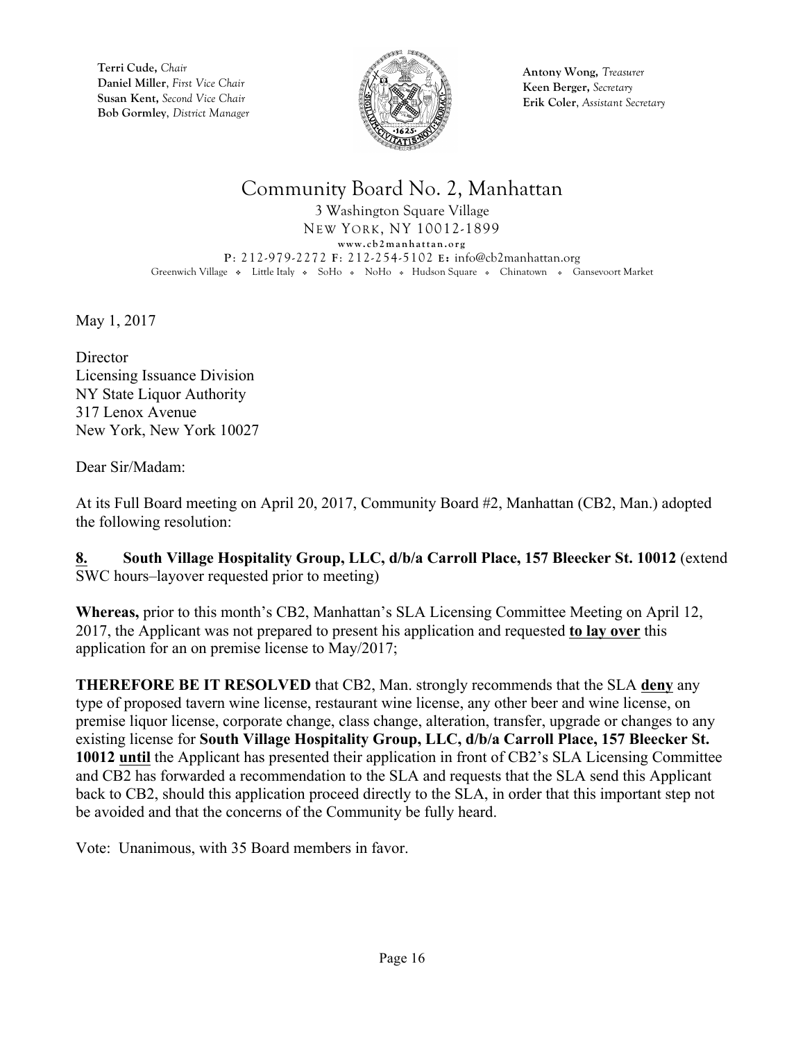**Terri Cude,** *Chair*
**Daniel Miller**, *First Vice Chair*
**Susan Kent,** *Second Vice Chair*
**Bob Gormley**, *District Manager*

**Antony Wong,** *Treasurer*
**Keen Berger,** *Secretary*
**Erik Coler**, *Assistant Secretary*

# Community Board No. 2, Manhattan

3 Washington Square Village
NEW YORK, NY 10012-1899
www.cb2manhattan.org
P: 212-979-2272 F: 212-254-5102 E: info@cb2manhattan.org
Greenwich Village ❖ Little Italy ❖ SoHo ❖ NoHo ❖ Hudson Square ❖ Chinatown ❖ Gansevoort Market

May 1, 2017

Director
Licensing Issuance Division
NY State Liquor Authority
317 Lenox Avenue
New York, New York 10027

Dear Sir/Madam:

At its Full Board meeting on April 20, 2017, Community Board #2, Manhattan (CB2, Man.) adopted the following resolution:

**8. South Village Hospitality Group, LLC, d/b/a Carroll Place, 157 Bleecker St. 10012** (extend SWC hours–layover requested prior to meeting)

**Whereas,** prior to this month's CB2, Manhattan's SLA Licensing Committee Meeting on April 12, 2017, the Applicant was not prepared to present his application and requested **to lay over** this application for an on premise license to May/2017;

**THEREFORE BE IT RESOLVED** that CB2, Man. strongly recommends that the SLA **deny** any type of proposed tavern wine license, restaurant wine license, any other beer and wine license, on premise liquor license, corporate change, class change, alteration, transfer, upgrade or changes to any existing license for **South Village Hospitality Group, LLC, d/b/a Carroll Place, 157 Bleecker St. 10012 until** the Applicant has presented their application in front of CB2's SLA Licensing Committee and CB2 has forwarded a recommendation to the SLA and requests that the SLA send this Applicant back to CB2, should this application proceed directly to the SLA, in order that this important step not be avoided and that the concerns of the Community be fully heard.

Vote: Unanimous, with 35 Board members in favor.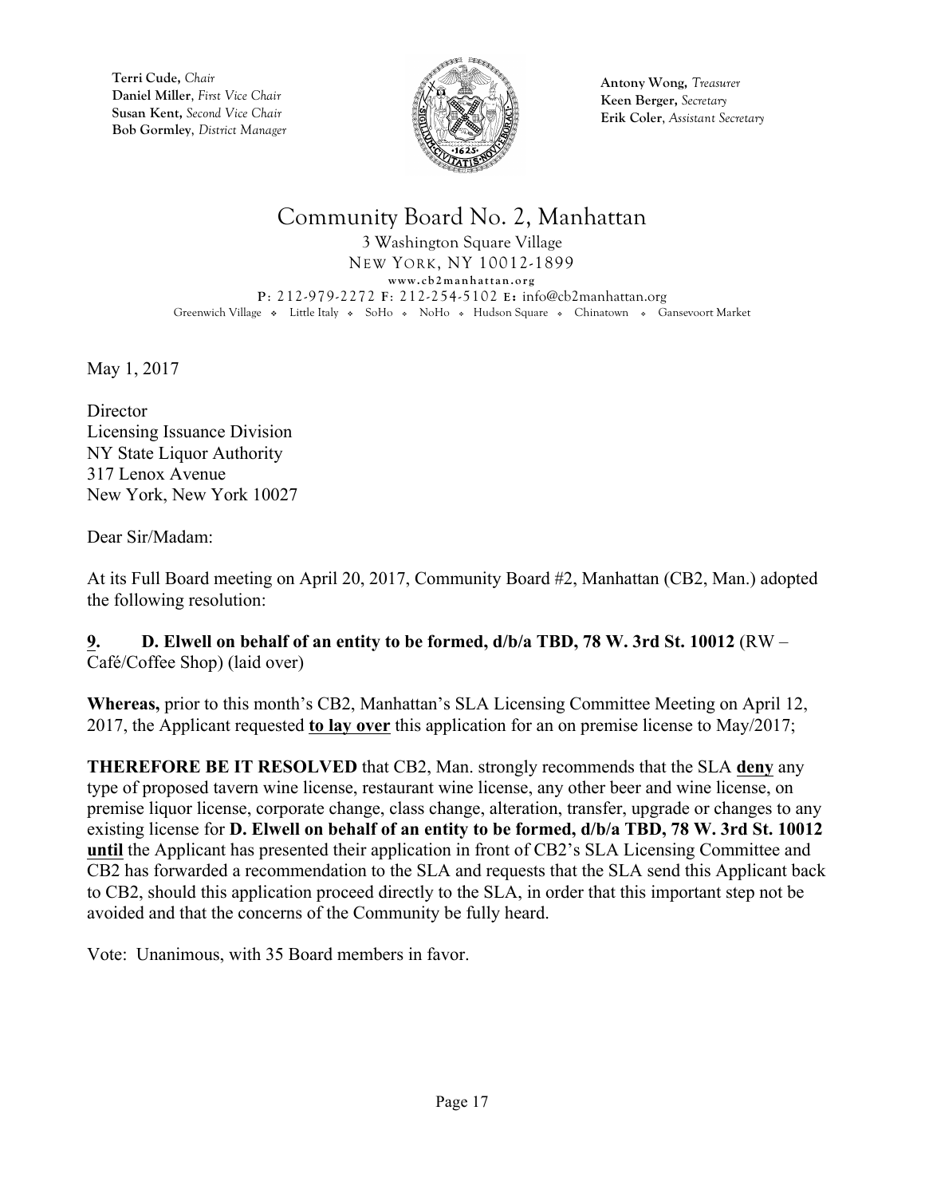Terri Cude, *Chair*
Daniel Miller, *First Vice Chair*
Susan Kent, *Second Vice Chair*
Bob Gormley, *District Manager*

Antony Wong, *Treasurer*
Keen Berger, *Secretary*
Erik Coler, *Assistant Secretary*

# Community Board No. 2, Manhattan

3 Washington Square Village
NEW YORK, NY 10012-1899
www.cb2manhattan.org
P: 212-979-2272 F: 212-254-5102 E: info@cb2manhattan.org
Greenwich Village ❖ Little Italy ❖ SoHo ❖ NoHo ❖ Hudson Square ❖ Chinatown ❖ Gansevoort Market

May 1, 2017

Director
Licensing Issuance Division
NY State Liquor Authority
317 Lenox Avenue
New York, New York 10027

Dear Sir/Madam:

At its Full Board meeting on April 20, 2017, Community Board #2, Manhattan (CB2, Man.) adopted the following resolution:

**9. D. Elwell on behalf of an entity to be formed, d/b/a TBD, 78 W. 3rd St. 10012** (RW – Café/Coffee Shop) (laid over)

**Whereas,** prior to this month's CB2, Manhattan's SLA Licensing Committee Meeting on April 12, 2017, the Applicant requested **to lay over** this application for an on premise license to May/2017;

**THEREFORE BE IT RESOLVED** that CB2, Man. strongly recommends that the SLA **deny** any type of proposed tavern wine license, restaurant wine license, any other beer and wine license, on premise liquor license, corporate change, class change, alteration, transfer, upgrade or changes to any existing license for **D. Elwell on behalf of an entity to be formed, d/b/a TBD, 78 W. 3rd St. 10012 until** the Applicant has presented their application in front of CB2's SLA Licensing Committee and CB2 has forwarded a recommendation to the SLA and requests that the SLA send this Applicant back to CB2, should this application proceed directly to the SLA, in order that this important step not be avoided and that the concerns of the Community be fully heard.

Vote: Unanimous, with 35 Board members in favor.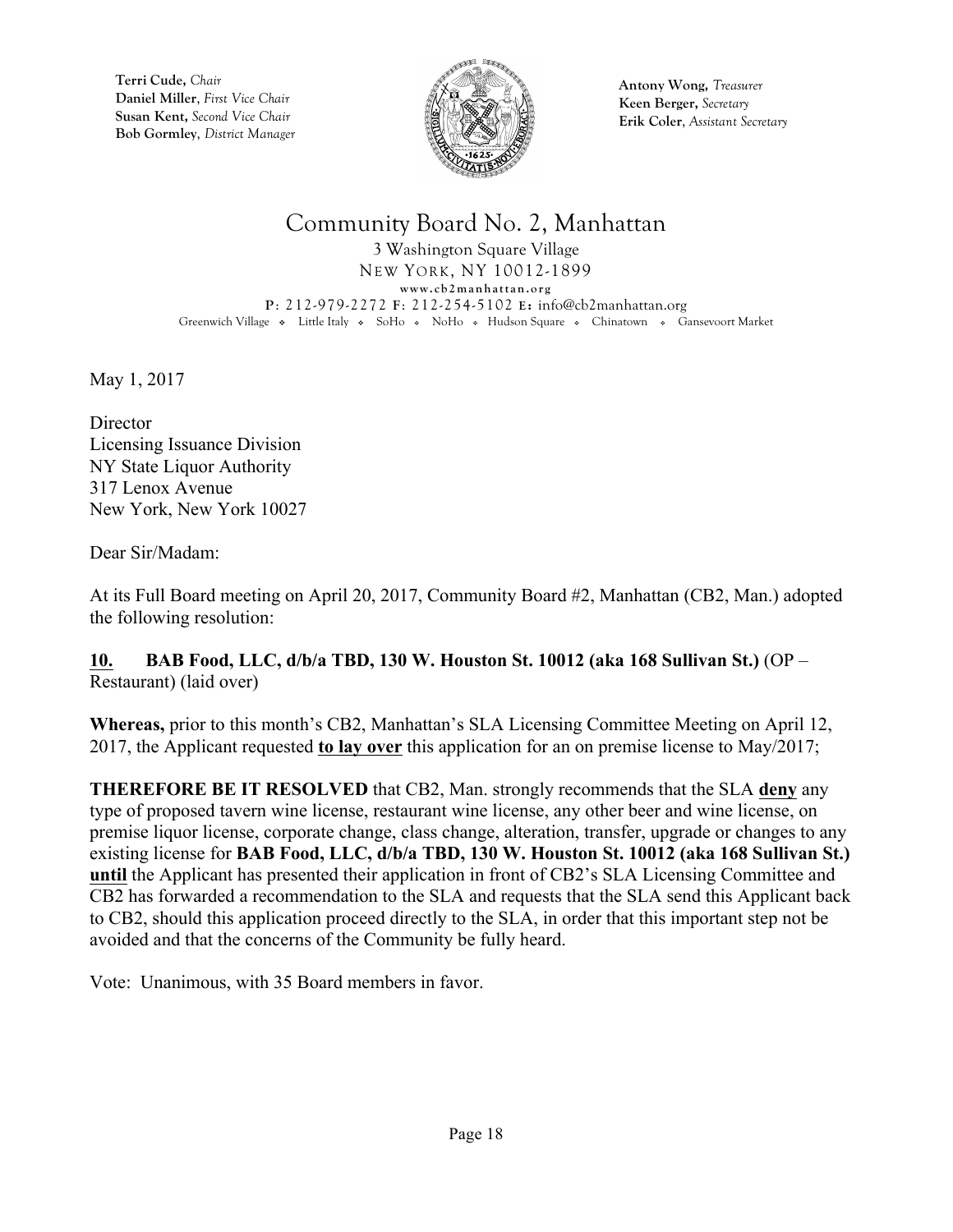**Terri Cude,** *Chair*
**Daniel Miller**, *First Vice Chair*
**Susan Kent,** *Second Vice Chair*
**Bob Gormley**, *District Manager*

**Antony Wong,** *Treasurer*
**Keen Berger,** *Secretary*
**Erik Coler**, *Assistant Secretary*

# Community Board No. 2, Manhattan

3 Washington Square Village
NEW YORK, NY 10012-1899
**www.cb2manhattan.org**
**P**: 212-979-2272 **F**: 212-254-5102 **E:** info@cb2manhattan.org
Greenwich Village ❖ Little Italy ❖ SoHo ❖ NoHo ❖ Hudson Square ❖ Chinatown ❖ Gansevoort Market

May 1, 2017

Director
Licensing Issuance Division
NY State Liquor Authority
317 Lenox Avenue
New York, New York 10027

Dear Sir/Madam:

At its Full Board meeting on April 20, 2017, Community Board #2, Manhattan (CB2, Man.) adopted the following resolution:

**10. BAB Food, LLC, d/b/a TBD, 130 W. Houston St. 10012 (aka 168 Sullivan St.)** (OP – Restaurant) (laid over)

**Whereas,** prior to this month's CB2, Manhattan's SLA Licensing Committee Meeting on April 12, 2017, the Applicant requested **to lay over** this application for an on premise license to May/2017;

**THEREFORE BE IT RESOLVED** that CB2, Man. strongly recommends that the SLA **deny** any type of proposed tavern wine license, restaurant wine license, any other beer and wine license, on premise liquor license, corporate change, class change, alteration, transfer, upgrade or changes to any existing license for **BAB Food, LLC, d/b/a TBD, 130 W. Houston St. 10012 (aka 168 Sullivan St.) until** the Applicant has presented their application in front of CB2's SLA Licensing Committee and CB2 has forwarded a recommendation to the SLA and requests that the SLA send this Applicant back to CB2, should this application proceed directly to the SLA, in order that this important step not be avoided and that the concerns of the Community be fully heard.

Vote: Unanimous, with 35 Board members in favor.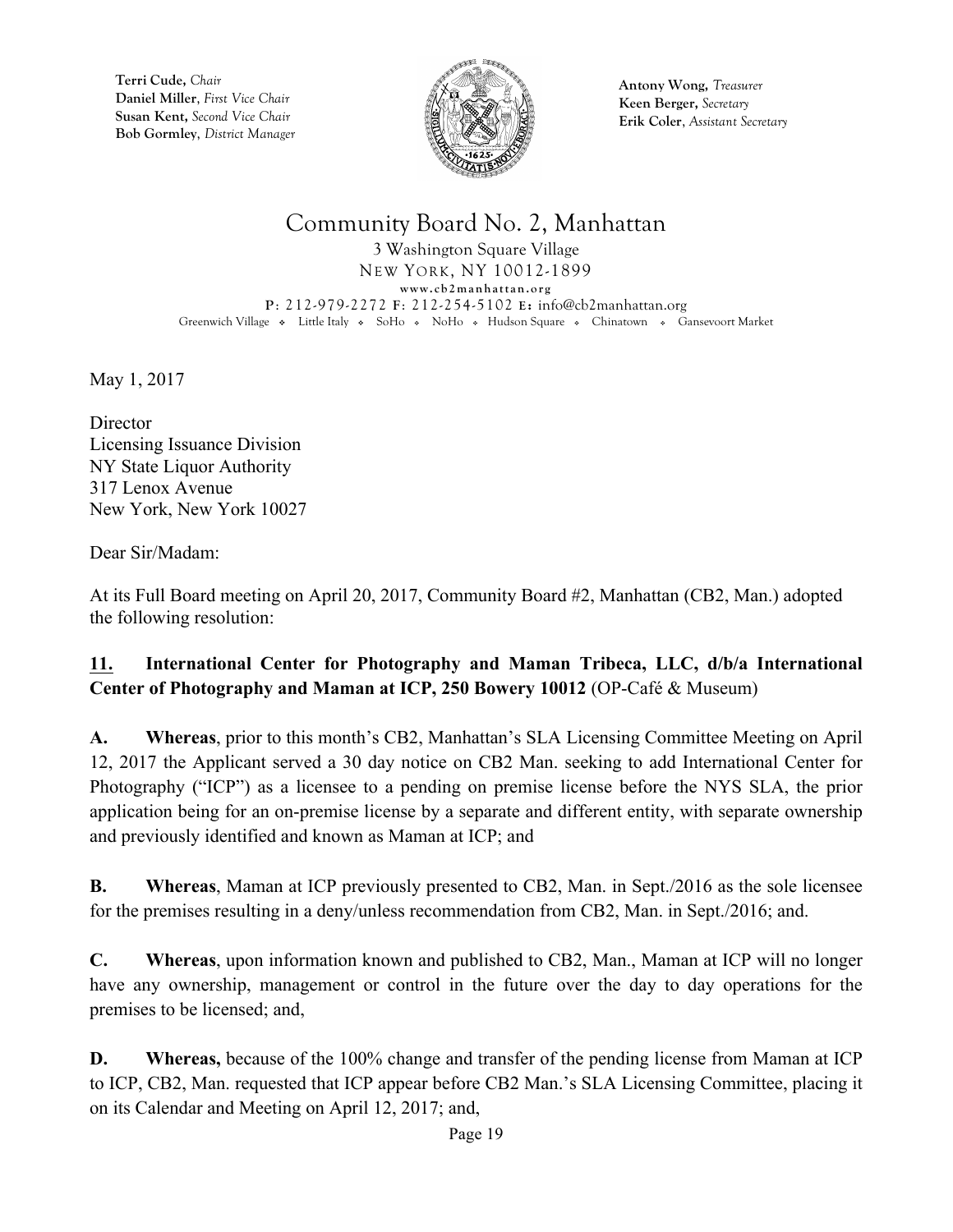Terri Cude, *Chair*
Daniel Miller, *First Vice Chair*
Susan Kent, *Second Vice Chair*
Bob Gormley, *District Manager*

Antony Wong, *Treasurer*
Keen Berger, *Secretary*
Erik Coler, *Assistant Secretary*

# Community Board No. 2, Manhattan

3 Washington Square Village
NEW YORK, NY 10012-1899
www.cb2manhattan.org
P: 212-979-2272 F: 212-254-5102 E: info@cb2manhattan.org
Greenwich Village ❖ Little Italy ❖ SoHo ❖ NoHo ❖ Hudson Square ❖ Chinatown ❖ Gansevoort Market

May 1, 2017

Director
Licensing Issuance Division
NY State Liquor Authority
317 Lenox Avenue
New York, New York 10027

Dear Sir/Madam:

At its Full Board meeting on April 20, 2017, Community Board #2, Manhattan (CB2, Man.) adopted the following resolution:

**<u>11.</u> International Center for Photography and Maman Tribeca, LLC, d/b/a International Center of Photography and Maman at ICP, 250 Bowery 10012** (OP-Café & Museum)

**A. Whereas**, prior to this month's CB2, Manhattan's SLA Licensing Committee Meeting on April 12, 2017 the Applicant served a 30 day notice on CB2 Man. seeking to add International Center for Photography ("ICP") as a licensee to a pending on premise license before the NYS SLA, the prior application being for an on-premise license by a separate and different entity, with separate ownership and previously identified and known as Maman at ICP; and

**B. Whereas**, Maman at ICP previously presented to CB2, Man. in Sept./2016 as the sole licensee for the premises resulting in a deny/unless recommendation from CB2, Man. in Sept./2016; and.

**C. Whereas**, upon information known and published to CB2, Man., Maman at ICP will no longer have any ownership, management or control in the future over the day to day operations for the premises to be licensed; and,

**D. Whereas,** because of the 100% change and transfer of the pending license from Maman at ICP to ICP, CB2, Man. requested that ICP appear before CB2 Man.'s SLA Licensing Committee, placing it on its Calendar and Meeting on April 12, 2017; and,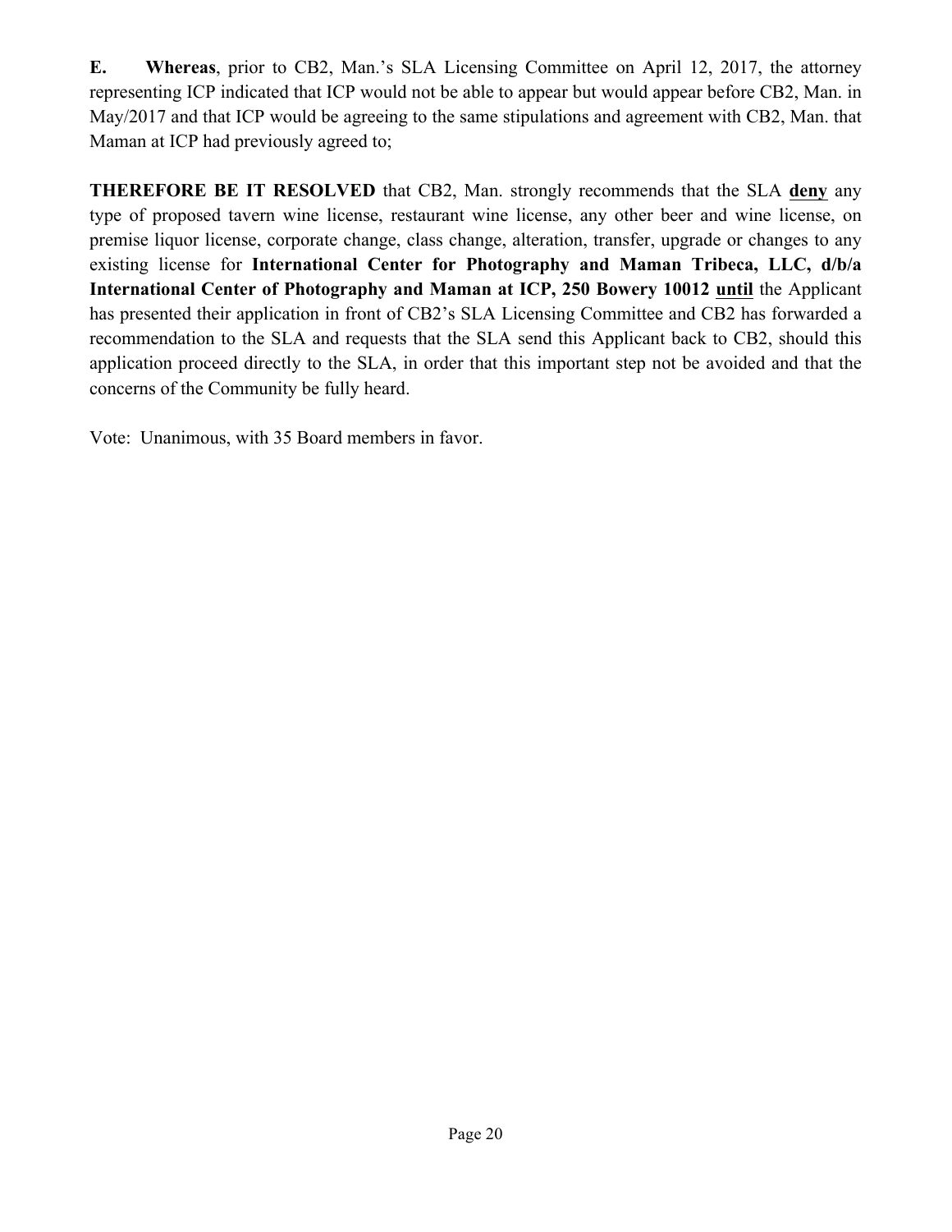**E.** **Whereas**, prior to CB2, Man.'s SLA Licensing Committee on April 12, 2017, the attorney representing ICP indicated that ICP would not be able to appear but would appear before CB2, Man. in May/2017 and that ICP would be agreeing to the same stipulations and agreement with CB2, Man. that Maman at ICP had previously agreed to;

**THEREFORE BE IT RESOLVED** that CB2, Man. strongly recommends that the SLA **deny** any type of proposed tavern wine license, restaurant wine license, any other beer and wine license, on premise liquor license, corporate change, class change, alteration, transfer, upgrade or changes to any existing license for **International Center for Photography and Maman Tribeca, LLC, d/b/a International Center of Photography and Maman at ICP, 250 Bowery 10012** **until** the Applicant has presented their application in front of CB2's SLA Licensing Committee and CB2 has forwarded a recommendation to the SLA and requests that the SLA send this Applicant back to CB2, should this application proceed directly to the SLA, in order that this important step not be avoided and that the concerns of the Community be fully heard.

Vote: Unanimous, with 35 Board members in favor.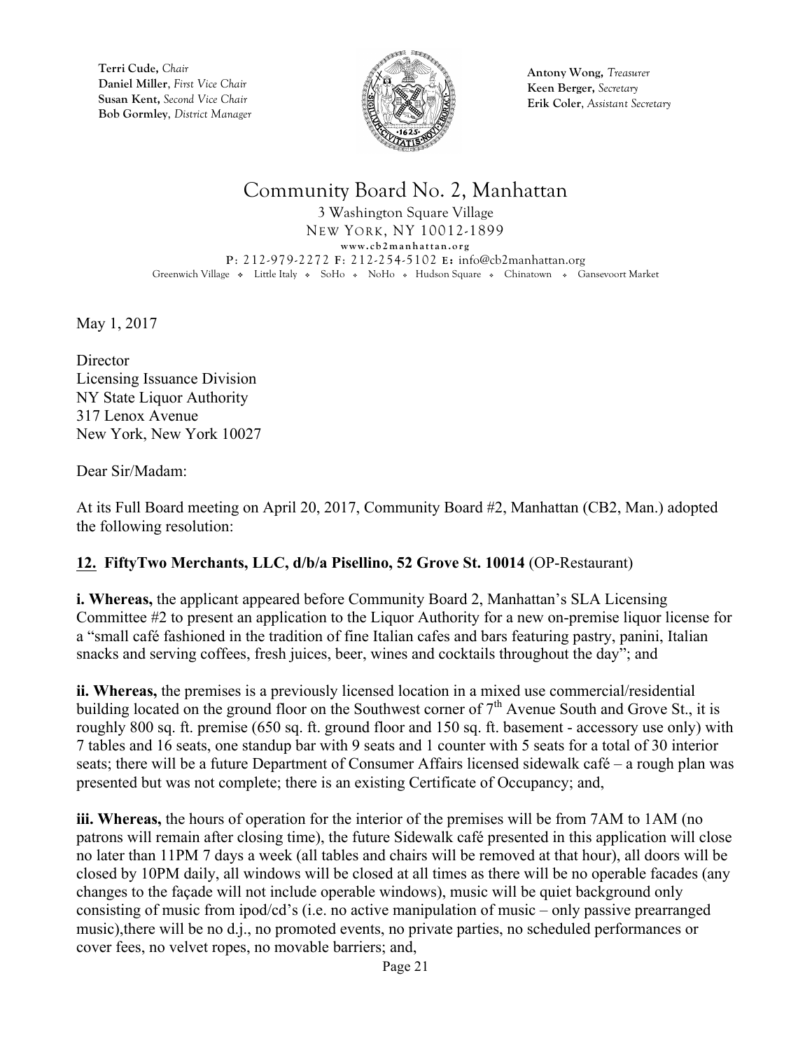Terri Cude, *Chair*
Daniel Miller, *First Vice Chair*
Susan Kent, *Second Vice Chair*
Bob Gormley, *District Manager*

Antony Wong, *Treasurer*
Keen Berger, *Secretary*
Erik Coler, *Assistant Secretary*

# Community Board No. 2, Manhattan

3 Washington Square Village
NEW YORK, NY 10012-1899
www.cb2manhattan.org
P: 212-979-2272 F: 212-254-5102 E: info@cb2manhattan.org
Greenwich Village ❖ Little Italy ❖ SoHo ❖ NoHo ❖ Hudson Square ❖ Chinatown ❖ Gansevoort Market

May 1, 2017

Director
Licensing Issuance Division
NY State Liquor Authority
317 Lenox Avenue
New York, New York 10027

Dear Sir/Madam:

At its Full Board meeting on April 20, 2017, Community Board #2, Manhattan (CB2, Man.) adopted the following resolution:

**12. FiftyTwo Merchants, LLC, d/b/a Pisellino, 52 Grove St. 10014** (OP-Restaurant)

**i. Whereas,** the applicant appeared before Community Board 2, Manhattan's SLA Licensing Committee #2 to present an application to the Liquor Authority for a new on-premise liquor license for a "small café fashioned in the tradition of fine Italian cafes and bars featuring pastry, panini, Italian snacks and serving coffees, fresh juices, beer, wines and cocktails throughout the day"; and

**ii. Whereas,** the premises is a previously licensed location in a mixed use commercial/residential building located on the ground floor on the Southwest corner of 7th Avenue South and Grove St., it is roughly 800 sq. ft. premise (650 sq. ft. ground floor and 150 sq. ft. basement - accessory use only) with 7 tables and 16 seats, one standup bar with 9 seats and 1 counter with 5 seats for a total of 30 interior seats; there will be a future Department of Consumer Affairs licensed sidewalk café – a rough plan was presented but was not complete; there is an existing Certificate of Occupancy; and,

**iii. Whereas,** the hours of operation for the interior of the premises will be from 7AM to 1AM (no patrons will remain after closing time), the future Sidewalk café presented in this application will close no later than 11PM 7 days a week (all tables and chairs will be removed at that hour), all doors will be closed by 10PM daily, all windows will be closed at all times as there will be no operable facades (any changes to the façade will not include operable windows), music will be quiet background only consisting of music from ipod/cd's (i.e. no active manipulation of music – only passive prearranged music),there will be no d.j., no promoted events, no private parties, no scheduled performances or cover fees, no velvet ropes, no movable barriers; and,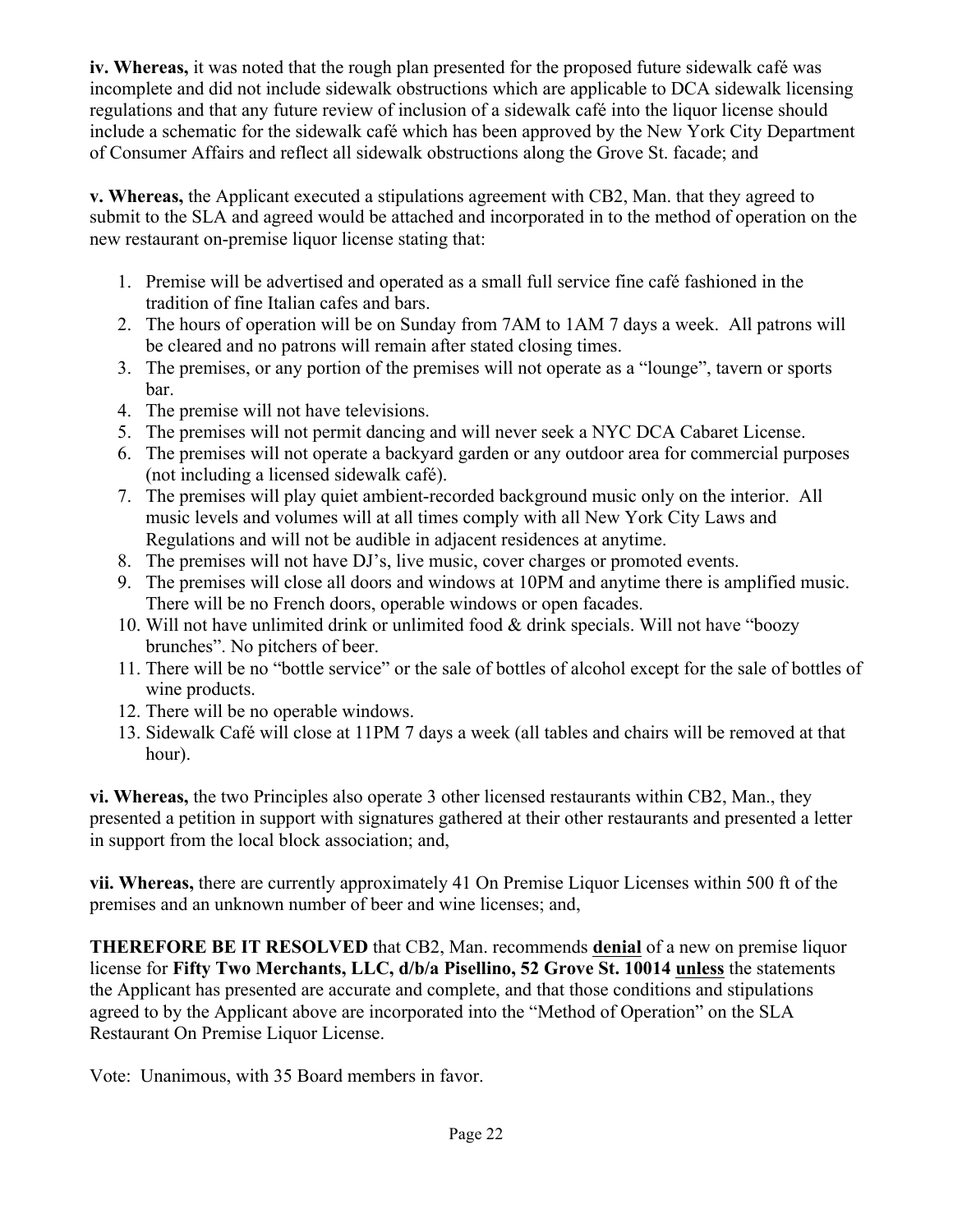**iv. Whereas,** it was noted that the rough plan presented for the proposed future sidewalk café was incomplete and did not include sidewalk obstructions which are applicable to DCA sidewalk licensing regulations and that any future review of inclusion of a sidewalk café into the liquor license should include a schematic for the sidewalk café which has been approved by the New York City Department of Consumer Affairs and reflect all sidewalk obstructions along the Grove St. facade; and

**v. Whereas,** the Applicant executed a stipulations agreement with CB2, Man. that they agreed to submit to the SLA and agreed would be attached and incorporated in to the method of operation on the new restaurant on-premise liquor license stating that:

1. Premise will be advertised and operated as a small full service fine café fashioned in the tradition of fine Italian cafes and bars.
2. The hours of operation will be on Sunday from 7AM to 1AM 7 days a week. All patrons will be cleared and no patrons will remain after stated closing times.
3. The premises, or any portion of the premises will not operate as a "lounge", tavern or sports bar.
4. The premise will not have televisions.
5. The premises will not permit dancing and will never seek a NYC DCA Cabaret License.
6. The premises will not operate a backyard garden or any outdoor area for commercial purposes (not including a licensed sidewalk café).
7. The premises will play quiet ambient-recorded background music only on the interior. All music levels and volumes will at all times comply with all New York City Laws and Regulations and will not be audible in adjacent residences at anytime.
8. The premises will not have DJ's, live music, cover charges or promoted events.
9. The premises will close all doors and windows at 10PM and anytime there is amplified music. There will be no French doors, operable windows or open facades.
10. Will not have unlimited drink or unlimited food & drink specials. Will not have "boozy brunches". No pitchers of beer.
11. There will be no "bottle service" or the sale of bottles of alcohol except for the sale of bottles of wine products.
12. There will be no operable windows.
13. Sidewalk Café will close at 11PM 7 days a week (all tables and chairs will be removed at that hour).

**vi. Whereas,** the two Principles also operate 3 other licensed restaurants within CB2, Man., they presented a petition in support with signatures gathered at their other restaurants and presented a letter in support from the local block association; and,

**vii. Whereas,** there are currently approximately 41 On Premise Liquor Licenses within 500 ft of the premises and an unknown number of beer and wine licenses; and,

**THEREFORE BE IT RESOLVED** that CB2, Man. recommends **denial** of a new on premise liquor license for **Fifty Two Merchants, LLC, d/b/a Pisellino, 52 Grove St. 10014** **unless** the statements the Applicant has presented are accurate and complete, and that those conditions and stipulations agreed to by the Applicant above are incorporated into the "Method of Operation" on the SLA Restaurant On Premise Liquor License.

Vote: Unanimous, with 35 Board members in favor.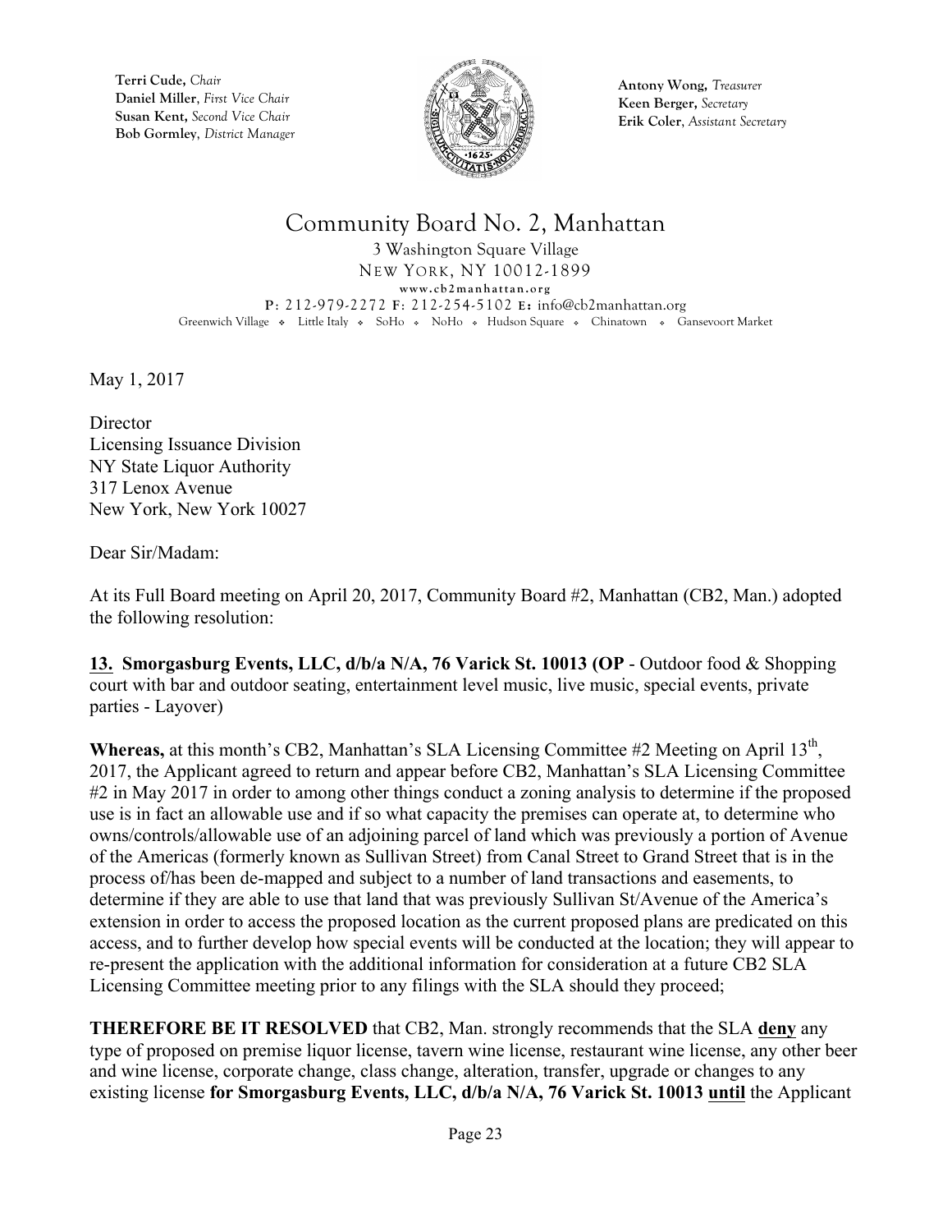Terri Cude, *Chair*
Daniel Miller, *First Vice Chair*
Susan Kent, *Second Vice Chair*
Bob Gormley, *District Manager*

Antony Wong, *Treasurer*
Keen Berger, *Secretary*
Erik Coler, *Assistant Secretary*

# Community Board No. 2, Manhattan

3 Washington Square Village
NEW YORK, NY 10012-1899
www.cb2manhattan.org
P: 212-979-2272 F: 212-254-5102 E: info@cb2manhattan.org
Greenwich Village ❖ Little Italy ❖ SoHo ❖ NoHo ❖ Hudson Square ❖ Chinatown ❖ Gansevoort Market

May 1, 2017

Director
Licensing Issuance Division
NY State Liquor Authority
317 Lenox Avenue
New York, New York 10027

Dear Sir/Madam:

At its Full Board meeting on April 20, 2017, Community Board #2, Manhattan (CB2, Man.) adopted the following resolution:

**13. Smorgasburg Events, LLC, d/b/a N/A, 76 Varick St. 10013 (OP** - Outdoor food & Shopping court with bar and outdoor seating, entertainment level music, live music, special events, private parties - Layover)

**Whereas,** at this month's CB2, Manhattan's SLA Licensing Committee #2 Meeting on April 13th, 2017, the Applicant agreed to return and appear before CB2, Manhattan's SLA Licensing Committee #2 in May 2017 in order to among other things conduct a zoning analysis to determine if the proposed use is in fact an allowable use and if so what capacity the premises can operate at, to determine who owns/controls/allowable use of an adjoining parcel of land which was previously a portion of Avenue of the Americas (formerly known as Sullivan Street) from Canal Street to Grand Street that is in the process of/has been de-mapped and subject to a number of land transactions and easements, to determine if they are able to use that land that was previously Sullivan St/Avenue of the America's extension in order to access the proposed location as the current proposed plans are predicated on this access, and to further develop how special events will be conducted at the location; they will appear to re-present the application with the additional information for consideration at a future CB2 SLA Licensing Committee meeting prior to any filings with the SLA should they proceed;

**THEREFORE BE IT RESOLVED** that CB2, Man. strongly recommends that the SLA **deny** any type of proposed on premise liquor license, tavern wine license, restaurant wine license, any other beer and wine license, corporate change, class change, alteration, transfer, upgrade or changes to any existing license **for Smorgasburg Events, LLC, d/b/a N/A, 76 Varick St. 10013 until** the Applicant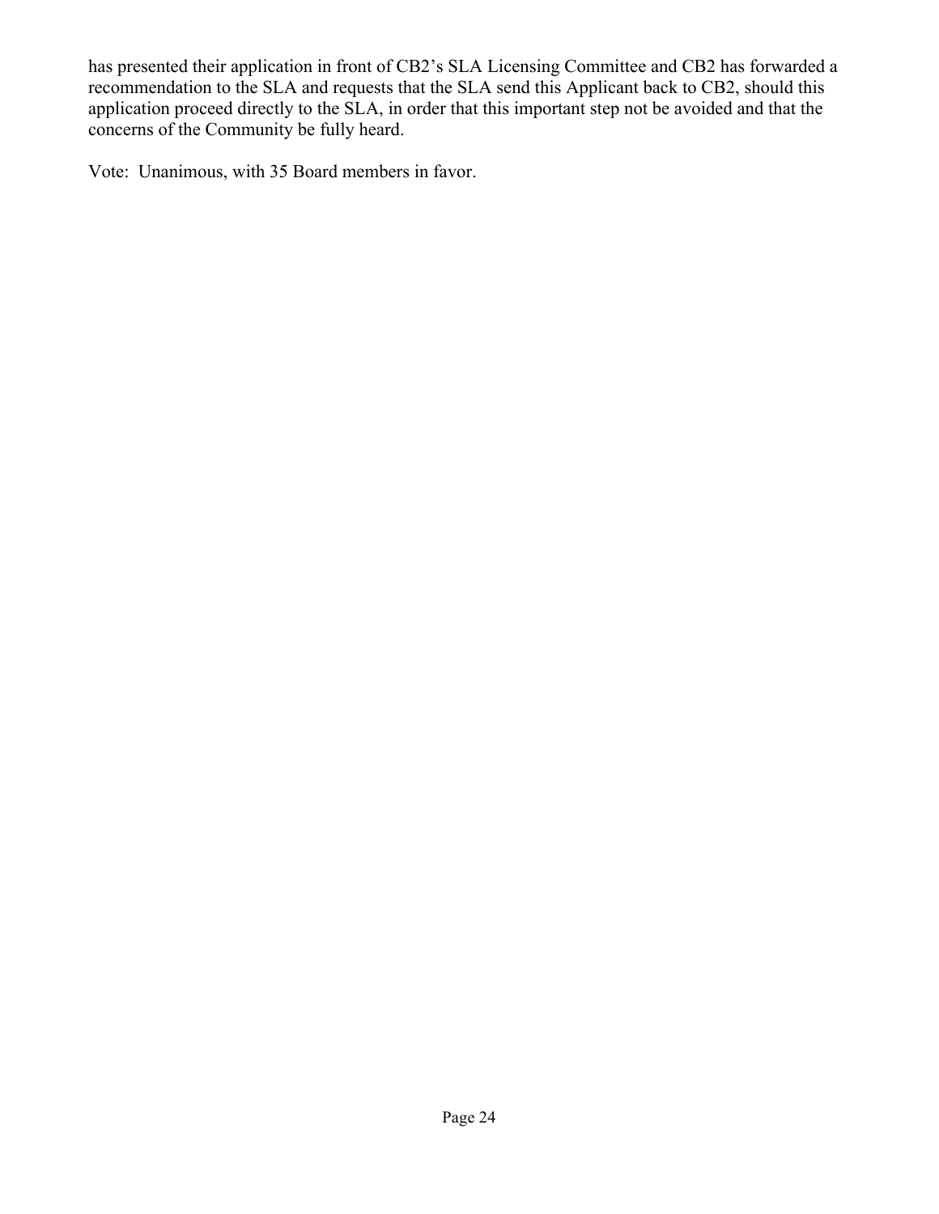has presented their application in front of CB2's SLA Licensing Committee and CB2 has forwarded a recommendation to the SLA and requests that the SLA send this Applicant back to CB2, should this application proceed directly to the SLA, in order that this important step not be avoided and that the concerns of the Community be fully heard.

Vote: Unanimous, with 35 Board members in favor.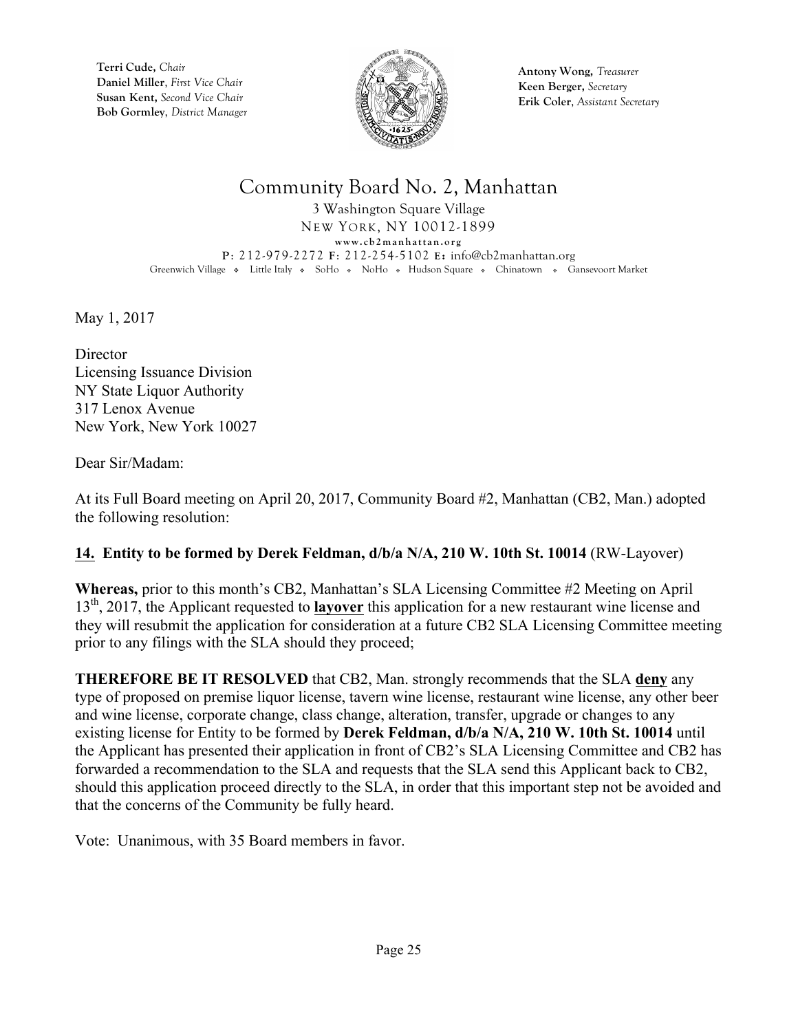**Terri Cude,** *Chair*
**Daniel Miller**, *First Vice Chair*
**Susan Kent,** *Second Vice Chair*
**Bob Gormley**, *District Manager*

**Antony Wong,** *Treasurer*
**Keen Berger,** *Secretary*
**Erik Coler**, *Assistant Secretary*

# Community Board No. 2, Manhattan

3 Washington Square Village
NEW YORK, NY 10012-1899
www.cb2manhattan.org
P: 212-979-2272 F: 212-254-5102 E: info@cb2manhattan.org
Greenwich Village ❖ Little Italy ❖ SoHo ❖ NoHo ❖ Hudson Square ❖ Chinatown ❖ Gansevoort Market

May 1, 2017

Director
Licensing Issuance Division
NY State Liquor Authority
317 Lenox Avenue
New York, New York 10027

Dear Sir/Madam:

At its Full Board meeting on April 20, 2017, Community Board #2, Manhattan (CB2, Man.) adopted the following resolution:

**14. Entity to be formed by Derek Feldman, d/b/a N/A, 210 W. 10th St. 10014** (RW-Layover)

**Whereas,** prior to this month's CB2, Manhattan's SLA Licensing Committee #2 Meeting on April 13th, 2017, the Applicant requested to **layover** this application for a new restaurant wine license and they will resubmit the application for consideration at a future CB2 SLA Licensing Committee meeting prior to any filings with the SLA should they proceed;

**THEREFORE BE IT RESOLVED** that CB2, Man. strongly recommends that the SLA **deny** any type of proposed on premise liquor license, tavern wine license, restaurant wine license, any other beer and wine license, corporate change, class change, alteration, transfer, upgrade or changes to any existing license for Entity to be formed by **Derek Feldman, d/b/a N/A, 210 W. 10th St. 10014** until the Applicant has presented their application in front of CB2's SLA Licensing Committee and CB2 has forwarded a recommendation to the SLA and requests that the SLA send this Applicant back to CB2, should this application proceed directly to the SLA, in order that this important step not be avoided and that the concerns of the Community be fully heard.

Vote: Unanimous, with 35 Board members in favor.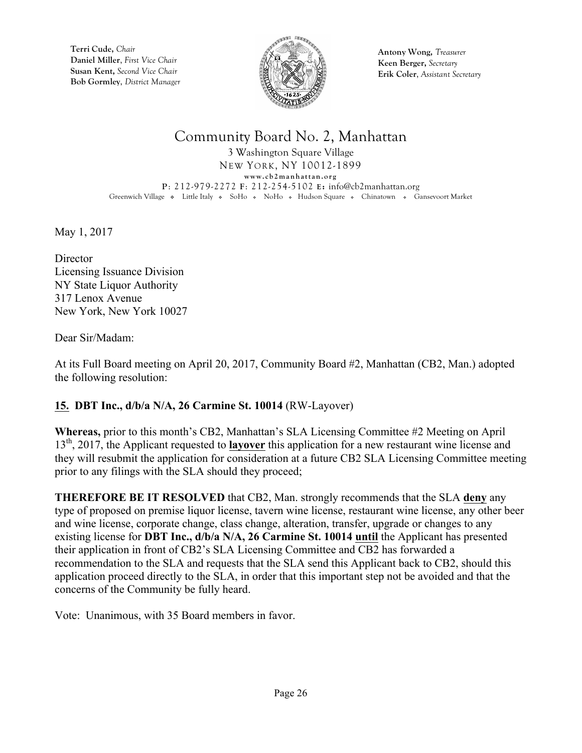Terri Cude, *Chair*
Daniel Miller, *First Vice Chair*
Susan Kent, *Second Vice Chair*
Bob Gormley, *District Manager*

Antony Wong, *Treasurer*
Keen Berger, *Secretary*
Erik Coler, *Assistant Secretary*

# Community Board No. 2, Manhattan

3 Washington Square Village
NEW YORK, NY 10012-1899
www.cb2manhattan.org
P: 212-979-2272 F: 212-254-5102 E: info@cb2manhattan.org
Greenwich Village ❖ Little Italy ❖ SoHo ❖ NoHo ❖ Hudson Square ❖ Chinatown ❖ Gansevoort Market

May 1, 2017

Director
Licensing Issuance Division
NY State Liquor Authority
317 Lenox Avenue
New York, New York 10027

Dear Sir/Madam:

At its Full Board meeting on April 20, 2017, Community Board #2, Manhattan (CB2, Man.) adopted the following resolution:

**15. DBT Inc., d/b/a N/A, 26 Carmine St. 10014** (RW-Layover)

**Whereas,** prior to this month's CB2, Manhattan's SLA Licensing Committee #2 Meeting on April 13th, 2017, the Applicant requested to **layover** this application for a new restaurant wine license and they will resubmit the application for consideration at a future CB2 SLA Licensing Committee meeting prior to any filings with the SLA should they proceed;

**THEREFORE BE IT RESOLVED** that CB2, Man. strongly recommends that the SLA **deny** any type of proposed on premise liquor license, tavern wine license, restaurant wine license, any other beer and wine license, corporate change, class change, alteration, transfer, upgrade or changes to any existing license for **DBT Inc., d/b/a N/A, 26 Carmine St. 10014 until** the Applicant has presented their application in front of CB2's SLA Licensing Committee and CB2 has forwarded a recommendation to the SLA and requests that the SLA send this Applicant back to CB2, should this application proceed directly to the SLA, in order that this important step not be avoided and that the concerns of the Community be fully heard.

Vote: Unanimous, with 35 Board members in favor.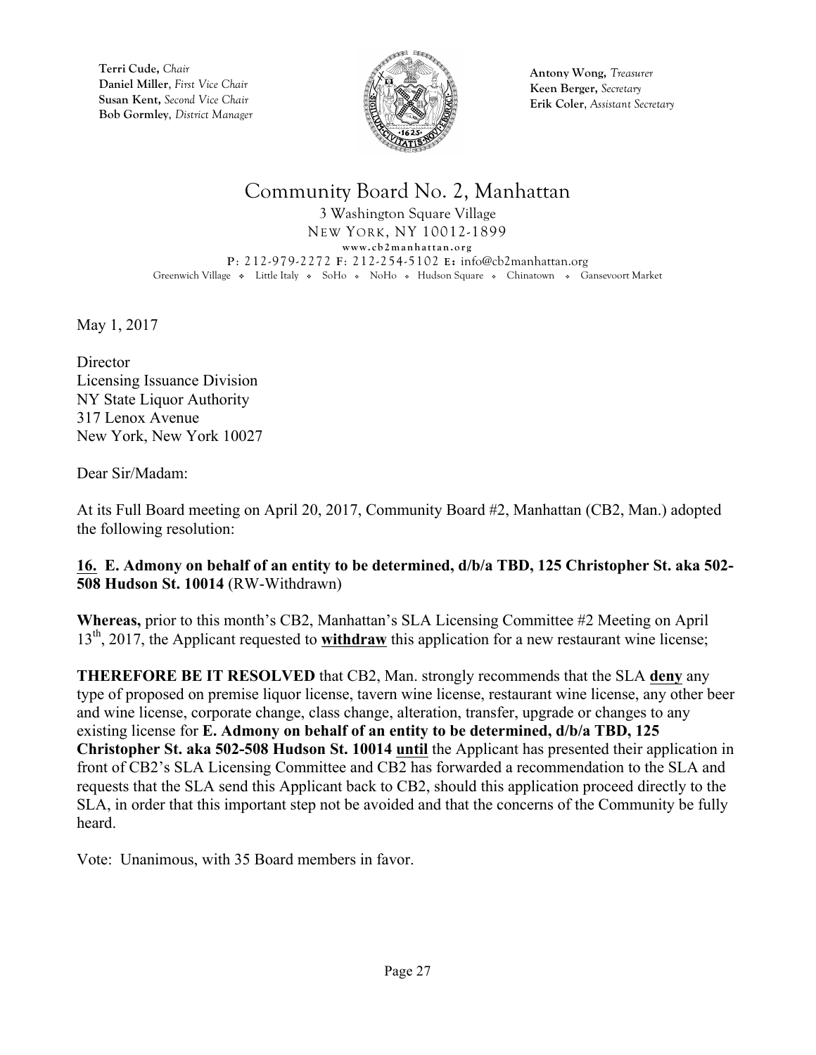Terri Cude, *Chair*
Daniel Miller, *First Vice Chair*
Susan Kent, *Second Vice Chair*
Bob Gormley, *District Manager*

Antony Wong, *Treasurer*
Keen Berger, *Secretary*
Erik Coler, *Assistant Secretary*

# Community Board No. 2, Manhattan

3 Washington Square Village
NEW YORK, NY 10012-1899
www.cb2manhattan.org
P: 212-979-2272 F: 212-254-5102 E: info@cb2manhattan.org
Greenwich Village ❖ Little Italy ❖ SoHo ❖ NoHo ❖ Hudson Square ❖ Chinatown ❖ Gansevoort Market

May 1, 2017

Director
Licensing Issuance Division
NY State Liquor Authority
317 Lenox Avenue
New York, New York 10027

Dear Sir/Madam:

At its Full Board meeting on April 20, 2017, Community Board #2, Manhattan (CB2, Man.) adopted the following resolution:

**16. E. Admony on behalf of an entity to be determined, d/b/a TBD, 125 Christopher St. aka 502-508 Hudson St. 10014** (RW-Withdrawn)

**Whereas,** prior to this month's CB2, Manhattan's SLA Licensing Committee #2 Meeting on April 13th, 2017, the Applicant requested to **withdraw** this application for a new restaurant wine license;

**THEREFORE BE IT RESOLVED** that CB2, Man. strongly recommends that the SLA **deny** any type of proposed on premise liquor license, tavern wine license, restaurant wine license, any other beer and wine license, corporate change, class change, alteration, transfer, upgrade or changes to any existing license for **E. Admony on behalf of an entity to be determined, d/b/a TBD, 125 Christopher St. aka 502-508 Hudson St. 10014 until** the Applicant has presented their application in front of CB2's SLA Licensing Committee and CB2 has forwarded a recommendation to the SLA and requests that the SLA send this Applicant back to CB2, should this application proceed directly to the SLA, in order that this important step not be avoided and that the concerns of the Community be fully heard.

Vote: Unanimous, with 35 Board members in favor.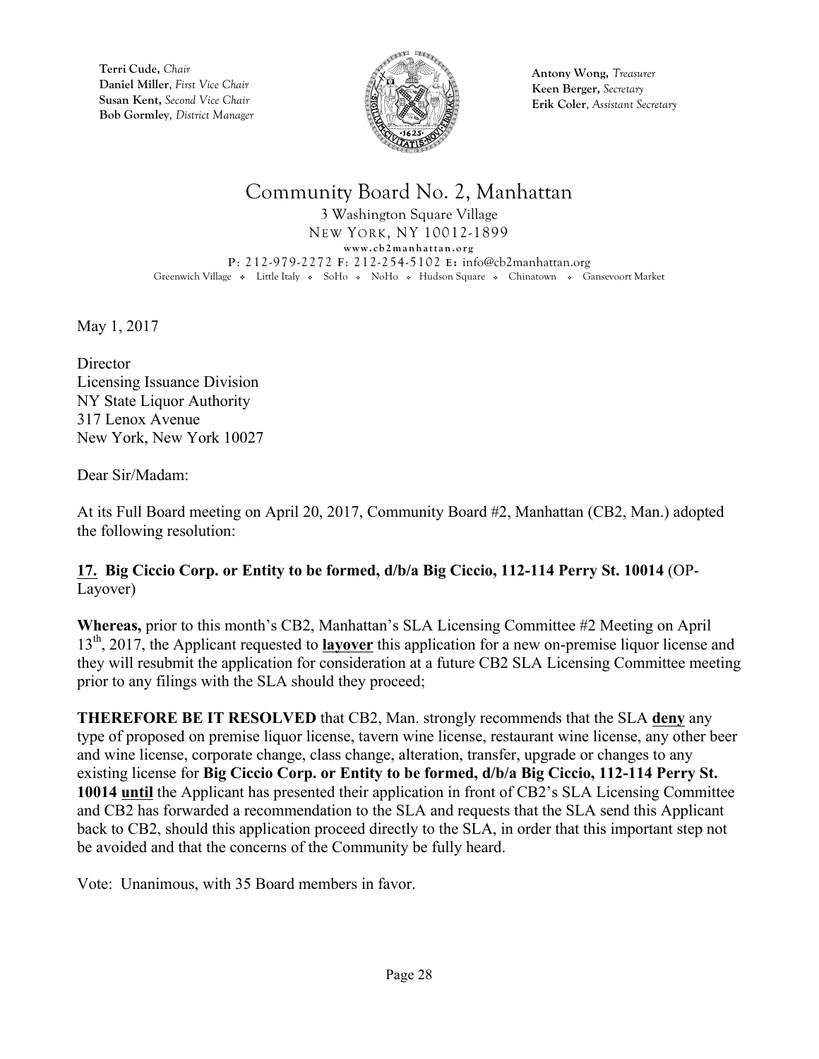**Terri Cude,** *Chair*
**Daniel Miller**, *First Vice Chair*
**Susan Kent,** *Second Vice Chair*
**Bob Gormley**, *District Manager*

**Antony Wong,** *Treasurer*
**Keen Berger,** *Secretary*
**Erik Coler**, *Assistant Secretary*

# Community Board No. 2, Manhattan

3 Washington Square Village
NEW YORK, NY 10012-1899
www.cb2manhattan.org
P: 212-979-2272 F: 212-254-5102 E: info@cb2manhattan.org
Greenwich Village ❖ Little Italy ❖ SoHo ❖ NoHo ❖ Hudson Square ❖ Chinatown ❖ Gansevoort Market

May 1, 2017

Director
Licensing Issuance Division
NY State Liquor Authority
317 Lenox Avenue
New York, New York 10027

Dear Sir/Madam:

At its Full Board meeting on April 20, 2017, Community Board #2, Manhattan (CB2, Man.) adopted the following resolution:

**17. Big Ciccio Corp. or Entity to be formed, d/b/a Big Ciccio, 112-114 Perry St. 10014** (OP-Layover)

**Whereas,** prior to this month's CB2, Manhattan's SLA Licensing Committee #2 Meeting on April 13th, 2017, the Applicant requested to **layover** this application for a new on-premise liquor license and they will resubmit the application for consideration at a future CB2 SLA Licensing Committee meeting prior to any filings with the SLA should they proceed;

**THEREFORE BE IT RESOLVED** that CB2, Man. strongly recommends that the SLA **deny** any type of proposed on premise liquor license, tavern wine license, restaurant wine license, any other beer and wine license, corporate change, class change, alteration, transfer, upgrade or changes to any existing license for **Big Ciccio Corp. or Entity to be formed, d/b/a Big Ciccio, 112-114 Perry St. 10014 until** the Applicant has presented their application in front of CB2's SLA Licensing Committee and CB2 has forwarded a recommendation to the SLA and requests that the SLA send this Applicant back to CB2, should this application proceed directly to the SLA, in order that this important step not be avoided and that the concerns of the Community be fully heard.

Vote: Unanimous, with 35 Board members in favor.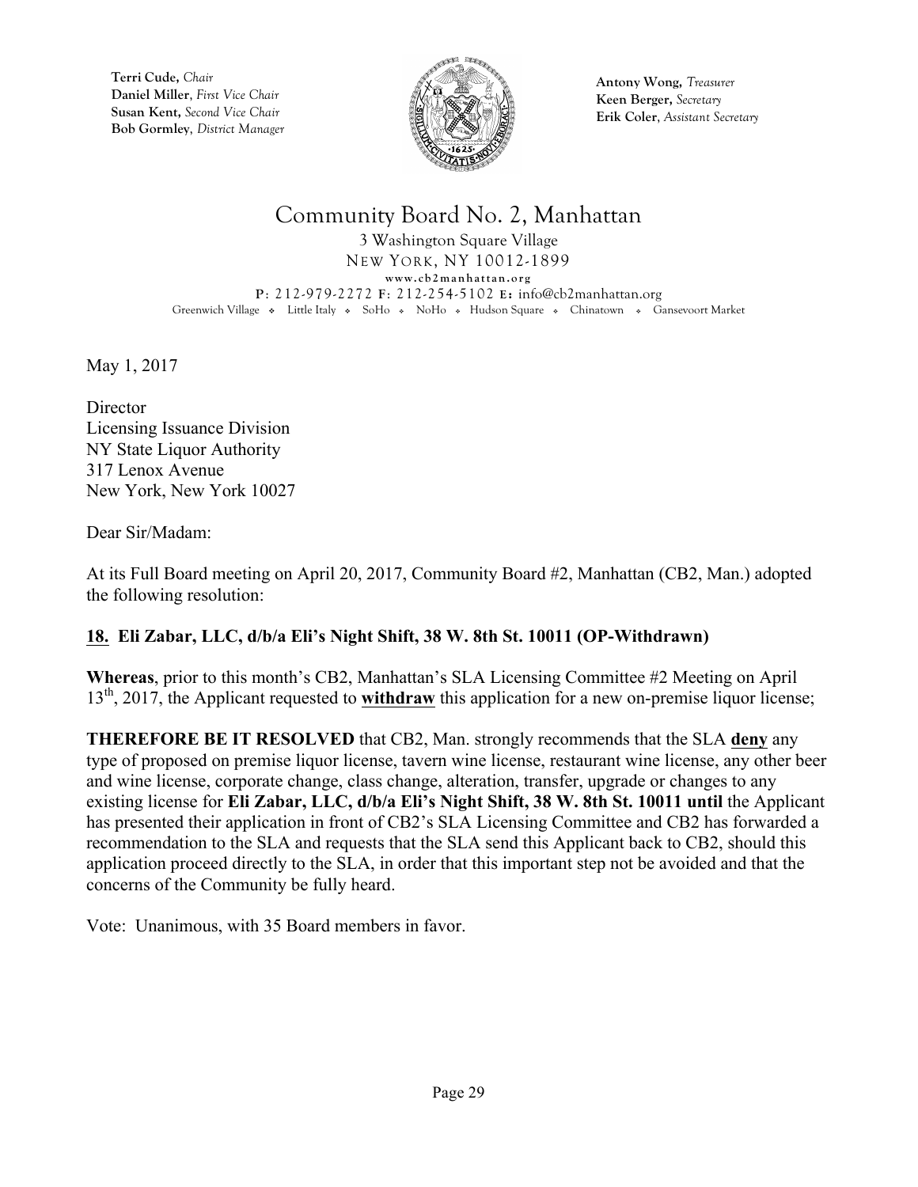**Terri Cude,** *Chair*
**Daniel Miller**, *First Vice Chair*
**Susan Kent,** *Second Vice Chair*
**Bob Gormley**, *District Manager*

**Antony Wong,** *Treasurer*
**Keen Berger,** *Secretary*
**Erik Coler**, *Assistant Secretary*

# Community Board No. 2, Manhattan

3 Washington Square Village
NEW YORK, NY 10012-1899
www.cb2manhattan.org
P: 212-979-2272 F: 212-254-5102 E: info@cb2manhattan.org
Greenwich Village ❖ Little Italy ❖ SoHo ❖ NoHo ❖ Hudson Square ❖ Chinatown ❖ Gansevoort Market

May 1, 2017

Director
Licensing Issuance Division
NY State Liquor Authority
317 Lenox Avenue
New York, New York 10027

Dear Sir/Madam:

At its Full Board meeting on April 20, 2017, Community Board #2, Manhattan (CB2, Man.) adopted the following resolution:

**18. Eli Zabar, LLC, d/b/a Eli's Night Shift, 38 W. 8th St. 10011 (OP-Withdrawn)**

**Whereas**, prior to this month's CB2, Manhattan's SLA Licensing Committee #2 Meeting on April 13th, 2017, the Applicant requested to **withdraw** this application for a new on-premise liquor license;

**THEREFORE BE IT RESOLVED** that CB2, Man. strongly recommends that the SLA **deny** any type of proposed on premise liquor license, tavern wine license, restaurant wine license, any other beer and wine license, corporate change, class change, alteration, transfer, upgrade or changes to any existing license for **Eli Zabar, LLC, d/b/a Eli's Night Shift, 38 W. 8th St. 10011 until** the Applicant has presented their application in front of CB2's SLA Licensing Committee and CB2 has forwarded a recommendation to the SLA and requests that the SLA send this Applicant back to CB2, should this application proceed directly to the SLA, in order that this important step not be avoided and that the concerns of the Community be fully heard.

Vote: Unanimous, with 35 Board members in favor.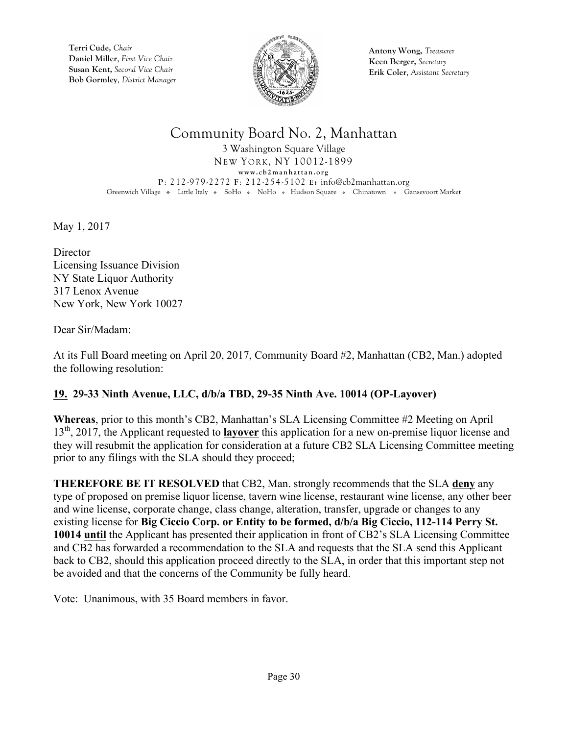**Terri Cude,** *Chair*
**Daniel Miller**, *First Vice Chair*
**Susan Kent,** *Second Vice Chair*
**Bob Gormley**, *District Manager*

**Antony Wong,** *Treasurer*
**Keen Berger,** *Secretary*
**Erik Coler**, *Assistant Secretary*

# Community Board No. 2, Manhattan

3 Washington Square Village
NEW YORK, NY 10012-1899
**www.cb2manhattan.org**
**P**: 212-979-2272 **F**: 212-254-5102 **E:** info@cb2manhattan.org
Greenwich Village ❖ Little Italy ❖ SoHo ❖ NoHo ❖ Hudson Square ❖ Chinatown ❖ Gansevoort Market

May 1, 2017

Director
Licensing Issuance Division
NY State Liquor Authority
317 Lenox Avenue
New York, New York 10027

Dear Sir/Madam:

At its Full Board meeting on April 20, 2017, Community Board #2, Manhattan (CB2, Man.) adopted the following resolution:

**19. 29-33 Ninth Avenue, LLC, d/b/a TBD, 29-35 Ninth Ave. 10014 (OP-Layover)**

**Whereas**, prior to this month's CB2, Manhattan's SLA Licensing Committee #2 Meeting on April 13th, 2017, the Applicant requested to **layover** this application for a new on-premise liquor license and they will resubmit the application for consideration at a future CB2 SLA Licensing Committee meeting prior to any filings with the SLA should they proceed;

**THEREFORE BE IT RESOLVED** that CB2, Man. strongly recommends that the SLA **deny** any type of proposed on premise liquor license, tavern wine license, restaurant wine license, any other beer and wine license, corporate change, class change, alteration, transfer, upgrade or changes to any existing license for **Big Ciccio Corp. or Entity to be formed, d/b/a Big Ciccio, 112-114 Perry St. 10014 until** the Applicant has presented their application in front of CB2's SLA Licensing Committee and CB2 has forwarded a recommendation to the SLA and requests that the SLA send this Applicant back to CB2, should this application proceed directly to the SLA, in order that this important step not be avoided and that the concerns of the Community be fully heard.

Vote: Unanimous, with 35 Board members in favor.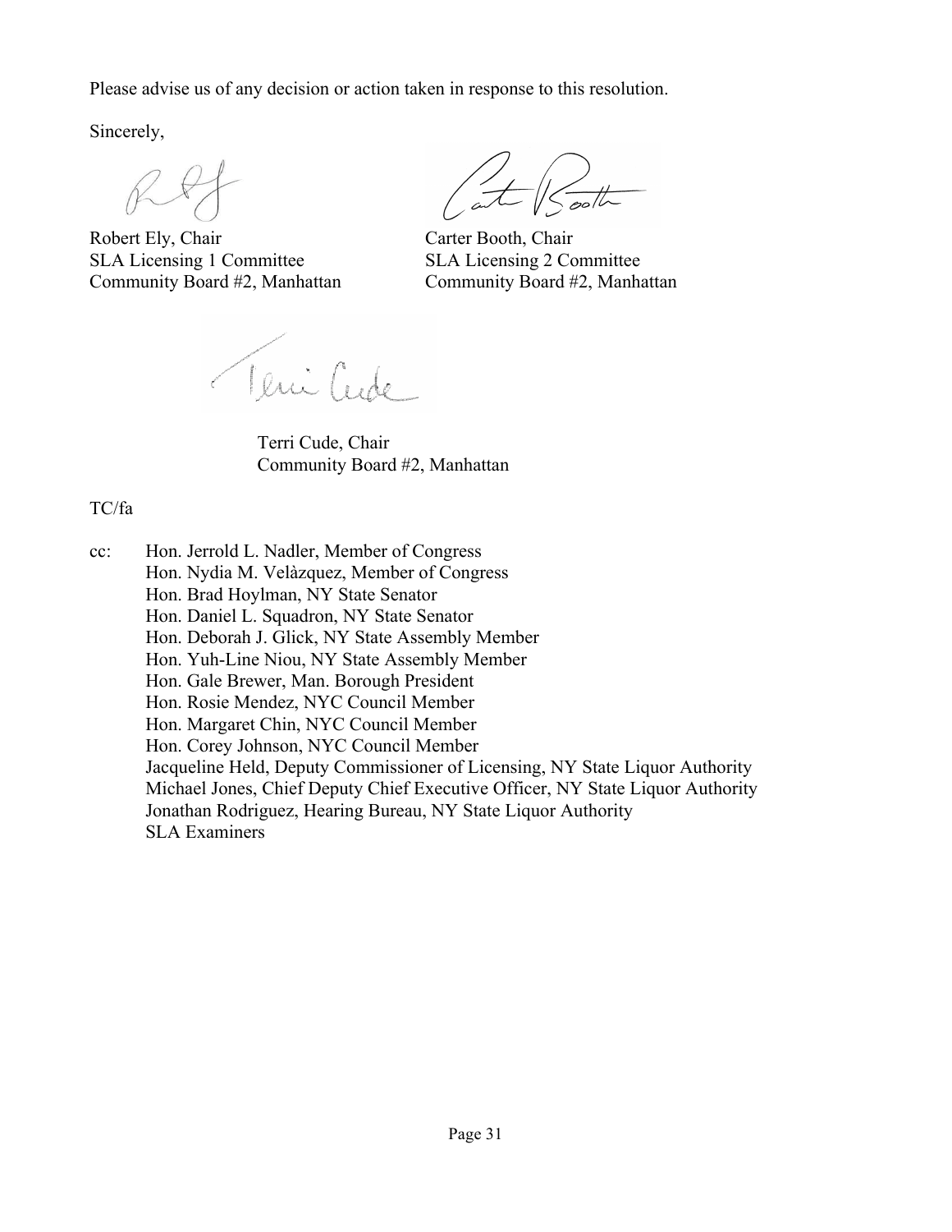Please advise us of any decision or action taken in response to this resolution.

Sincerely,

Robert Ely, Chair
SLA Licensing 1 Committee
Community Board #2, Manhattan

Carter Booth, Chair
SLA Licensing 2 Committee
Community Board #2, Manhattan

Terri Cude, Chair
Community Board #2, Manhattan

TC/fa

cc: Hon. Jerrold L. Nadler, Member of Congress
Hon. Nydia M. Velàzquez, Member of Congress
Hon. Brad Hoylman, NY State Senator
Hon. Daniel L. Squadron, NY State Senator
Hon. Deborah J. Glick, NY State Assembly Member
Hon. Yuh-Line Niou, NY State Assembly Member
Hon. Gale Brewer, Man. Borough President
Hon. Rosie Mendez, NYC Council Member
Hon. Margaret Chin, NYC Council Member
Hon. Corey Johnson, NYC Council Member
Jacqueline Held, Deputy Commissioner of Licensing, NY State Liquor Authority
Michael Jones, Chief Deputy Chief Executive Officer, NY State Liquor Authority
Jonathan Rodriguez, Hearing Bureau, NY State Liquor Authority
SLA Examiners